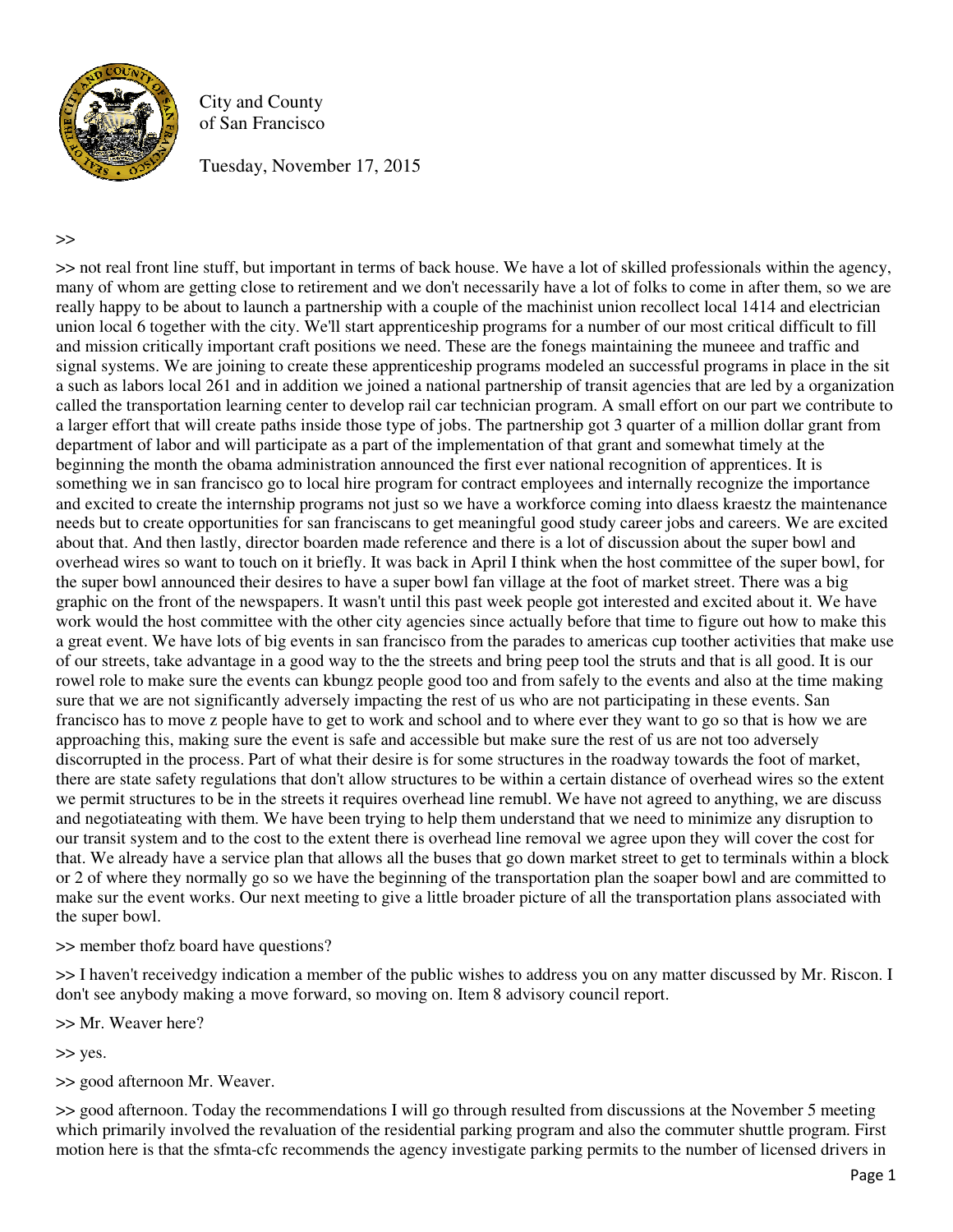City and County
of San Francisco

Tuesday, November 17, 2015

>>

>> not real front line stuff, but important in terms of back house. We have a lot of skilled professionals within the agency, many of whom are getting close to retirement and we don't necessarily have a lot of folks to come in after them, so we are really happy to be about to launch a partnership with a couple of the machinist union recollect local 1414 and electrician union local 6 together with the city. We'll start apprenticeship programs for a number of our most critical difficult to fill and mission critically important craft positions we need. These are the fonegs maintaining the muneee and traffic and signal systems. We are joining to create these apprenticeship programs modeled an successful programs in place in the sit a such as labors local 261 and in addition we joined a national partnership of transit agencies that are led by a organization called the transportation learning center to develop rail car technician program. A small effort on our part we contribute to a larger effort that will create paths inside those type of jobs. The partnership got 3 quarter of a million dollar grant from department of labor and will participate as a part of the implementation of that grant and somewhat timely at the beginning the month the obama administration announced the first ever national recognition of apprentices. It is something we in san francisco go to local hire program for contract employees and internally recognize the importance and excited to create the internship programs not just so we have a workforce coming into dlaess kraestz the maintenance needs but to create opportunities for san franciscans to get meaningful good study career jobs and careers. We are excited about that. And then lastly, director boarden made reference and there is a lot of discussion about the super bowl and overhead wires so want to touch on it briefly. It was back in April I think when the host committee of the super bowl, for the super bowl announced their desires to have a super bowl fan village at the foot of market street. There was a big graphic on the front of the newspapers. It wasn't until this past week people got interested and excited about it. We have work would the host committee with the other city agencies since actually before that time to figure out how to make this a great event. We have lots of big events in san francisco from the parades to americas cup toother activities that make use of our streets, take advantage in a good way to the the streets and bring peep tool the struts and that is all good. It is our rowel role to make sure the events can kbungz people good too and from safely to the events and also at the time making sure that we are not significantly adversely impacting the rest of us who are not participating in these events. San francisco has to move z people have to get to work and school and to where ever they want to go so that is how we are approaching this, making sure the event is safe and accessible but make sure the rest of us are not too adversely discorrupted in the process. Part of what their desire is for some structures in the roadway towards the foot of market, there are state safety regulations that don't allow structures to be within a certain distance of overhead wires so the extent we permit structures to be in the streets it requires overhead line remubl. We have not agreed to anything, we are discuss and negotiateating with them. We have been trying to help them understand that we need to minimize any disruption to our transit system and to the cost to the extent there is overhead line removal we agree upon they will cover the cost for that. We already have a service plan that allows all the buses that go down market street to get to terminals within a block or 2 of where they normally go so we have the beginning of the transportation plan the soaper bowl and are committed to make sur the event works. Our next meeting to give a little broader picture of all the transportation plans associated with the super bowl.

>> member thofz board have questions?

>> I haven't receivedgy indication a member of the public wishes to address you on any matter discussed by Mr. Riscon. I don't see anybody making a move forward, so moving on. Item 8 advisory council report.

>> Mr. Weaver here?

>> yes.

>> good afternoon Mr. Weaver.

>> good afternoon. Today the recommendations I will go through resulted from discussions at the November 5 meeting which primarily involved the revaluation of the residential parking program and also the commuter shuttle program. First motion here is that the sfmta-cfc recommends the agency investigate parking permits to the number of licensed drivers in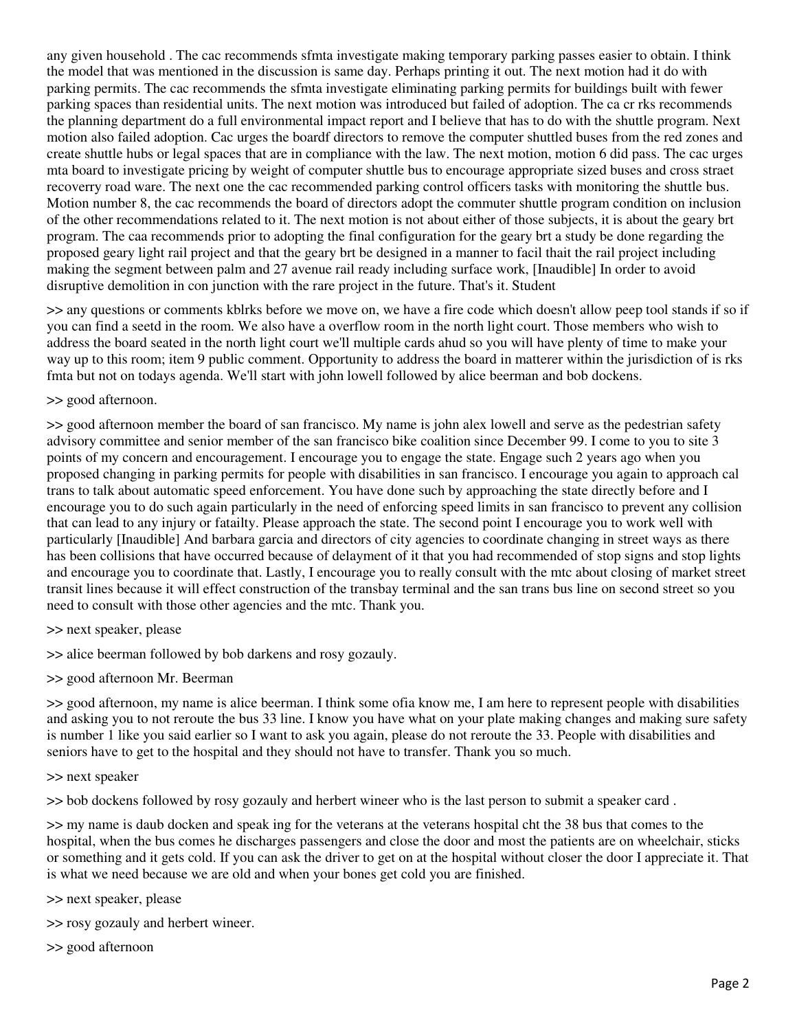any given household . The cac recommends sfmta investigate making temporary parking passes easier to obtain. I think the model that was mentioned in the discussion is same day. Perhaps printing it out. The next motion had it do with parking permits. The cac recommends the sfmta investigate eliminating parking permits for buildings built with fewer parking spaces than residential units. The next motion was introduced but failed of adoption. The ca cr rks recommends the planning department do a full environmental impact report and I believe that has to do with the shuttle program. Next motion also failed adoption. Cac urges the boardf directors to remove the computer shuttled buses from the red zones and create shuttle hubs or legal spaces that are in compliance with the law. The next motion, motion 6 did pass. The cac urges mta board to investigate pricing by weight of computer shuttle bus to encourage appropriate sized buses and cross straet recoverry road ware. The next one the cac recommended parking control officers tasks with monitoring the shuttle bus. Motion number 8, the cac recommends the board of directors adopt the commuter shuttle program condition on inclusion of the other recommendations related to it. The next motion is not about either of those subjects, it is about the geary brt program. The caa recommends prior to adopting the final configuration for the geary brt a study be done regarding the proposed geary light rail project and that the geary brt be designed in a manner to facil thait the rail project including making the segment between palm and 27 avenue rail ready including surface work, [Inaudible] In order to avoid disruptive demolition in con junction with the rare project in the future. That's it. Student

>> any questions or comments kblrks before we move on, we have a fire code which doesn't allow peep tool stands if so if you can find a seetd in the room. We also have a overflow room in the north light court. Those members who wish to address the board seated in the north light court we'll multiple cards ahud so you will have plenty of time to make your way up to this room; item 9 public comment. Opportunity to address the board in matterer within the jurisdiction of is rks fmta but not on todays agenda. We'll start with john lowell followed by alice beerman and bob dockens.

>> good afternoon.

>> good afternoon member the board of san francisco. My name is john alex lowell and serve as the pedestrian safety advisory committee and senior member of the san francisco bike coalition since December 99. I come to you to site 3 points of my concern and encouragement. I encourage you to engage the state. Engage such 2 years ago when you proposed changing in parking permits for people with disabilities in san francisco. I encourage you again to approach cal trans to talk about automatic speed enforcement. You have done such by approaching the state directly before and I encourage you to do such again particularly in the need of enforcing speed limits in san francisco to prevent any collision that can lead to any injury or fatailty. Please approach the state. The second point I encourage you to work well with particularly [Inaudible] And barbara garcia and directors of city agencies to coordinate changing in street ways as there has been collisions that have occurred because of delayment of it that you had recommended of stop signs and stop lights and encourage you to coordinate that. Lastly, I encourage you to really consult with the mtc about closing of market street transit lines because it will effect construction of the transbay terminal and the san trans bus line on second street so you need to consult with those other agencies and the mtc. Thank you.

>> next speaker, please

>> alice beerman followed by bob darkens and rosy gozauly.

>> good afternoon Mr. Beerman

>> good afternoon, my name is alice beerman. I think some ofia know me, I am here to represent people with disabilities and asking you to not reroute the bus 33 line. I know you have what on your plate making changes and making sure safety is number 1 like you said earlier so I want to ask you again, please do not reroute the 33. People with disabilities and seniors have to get to the hospital and they should not have to transfer. Thank you so much.

>> next speaker

>> bob dockens followed by rosy gozauly and herbert wineer who is the last person to submit a speaker card .

>> my name is daub docken and speak ing for the veterans at the veterans hospital cht the 38 bus that comes to the hospital, when the bus comes he discharges passengers and close the door and most the patients are on wheelchair, sticks or something and it gets cold. If you can ask the driver to get on at the hospital without closer the door I appreciate it. That is what we need because we are old and when your bones get cold you are finished.

>> next speaker, please

>> rosy gozauly and herbert wineer.

>> good afternoon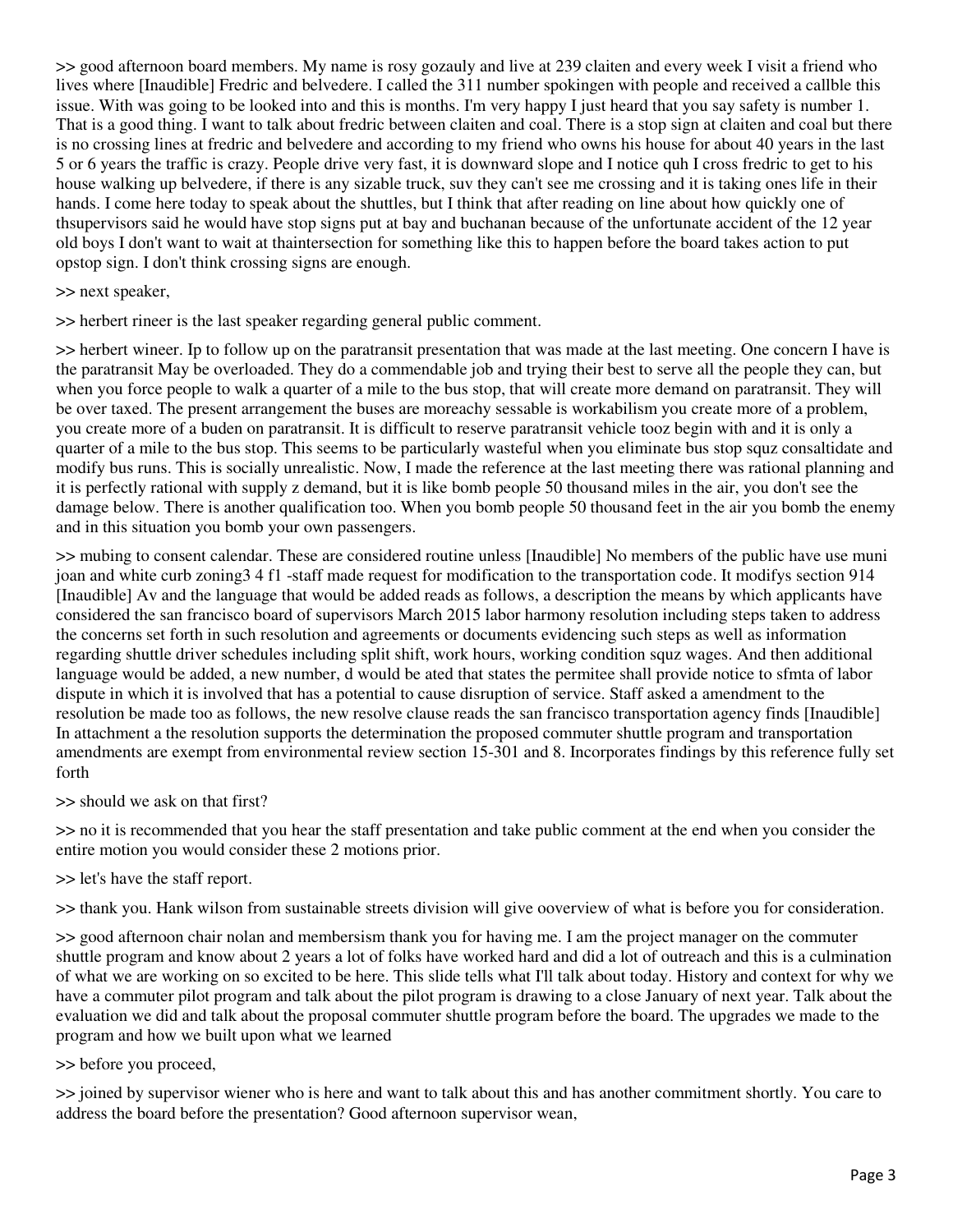>> good afternoon board members. My name is rosy gozauly and live at 239 claiten and every week I visit a friend who lives where [Inaudible] Fredric and belvedere. I called the 311 number spokingen with people and received a callble this issue. With was going to be looked into and this is months. I'm very happy I just heard that you say safety is number 1. That is a good thing. I want to talk about fredric between claiten and coal. There is a stop sign at claiten and coal but there is no crossing lines at fredric and belvedere and according to my friend who owns his house for about 40 years in the last 5 or 6 years the traffic is crazy. People drive very fast, it is downward slope and I notice quh I cross fredric to get to his house walking up belvedere, if there is any sizable truck, suv they can't see me crossing and it is taking ones life in their hands. I come here today to speak about the shuttles, but I think that after reading on line about how quickly one of thsupervisors said he would have stop signs put at bay and buchanan because of the unfortunate accident of the 12 year old boys I don't want to wait at thaintersection for something like this to happen before the board takes action to put opstop sign. I don't think crossing signs are enough.

>> next speaker,

>> herbert rineer is the last speaker regarding general public comment.

>> herbert wineer. Ip to follow up on the paratransit presentation that was made at the last meeting. One concern I have is the paratransit May be overloaded. They do a commendable job and trying their best to serve all the people they can, but when you force people to walk a quarter of a mile to the bus stop, that will create more demand on paratransit. They will be over taxed. The present arrangement the buses are moreachy sessable is workabilism you create more of a problem, you create more of a buden on paratransit. It is difficult to reserve paratransit vehicle tooz begin with and it is only a quarter of a mile to the bus stop. This seems to be particularly wasteful when you eliminate bus stop squz consaltidate and modify bus runs. This is socially unrealistic. Now, I made the reference at the last meeting there was rational planning and it is perfectly rational with supply z demand, but it is like bomb people 50 thousand miles in the air, you don't see the damage below. There is another qualification too. When you bomb people 50 thousand feet in the air you bomb the enemy and in this situation you bomb your own passengers.

>> mubing to consent calendar. These are considered routine unless [Inaudible] No members of the public have use muni joan and white curb zoning3 4 f1 -staff made request for modification to the transportation code. It modifys section 914 [Inaudible] Av and the language that would be added reads as follows, a description the means by which applicants have considered the san francisco board of supervisors March 2015 labor harmony resolution including steps taken to address the concerns set forth in such resolution and agreements or documents evidencing such steps as well as information regarding shuttle driver schedules including split shift, work hours, working condition squz wages. And then additional language would be added, a new number, d would be ated that states the permitee shall provide notice to sfmta of labor dispute in which it is involved that has a potential to cause disruption of service. Staff asked a amendment to the resolution be made too as follows, the new resolve clause reads the san francisco transportation agency finds [Inaudible] In attachment a the resolution supports the determination the proposed commuter shuttle program and transportation amendments are exempt from environmental review section 15-301 and 8. Incorporates findings by this reference fully set forth

>> should we ask on that first?

>> no it is recommended that you hear the staff presentation and take public comment at the end when you consider the entire motion you would consider these 2 motions prior.

>> let's have the staff report.

>> thank you. Hank wilson from sustainable streets division will give ooverview of what is before you for consideration.

>> good afternoon chair nolan and membersism thank you for having me. I am the project manager on the commuter shuttle program and know about 2 years a lot of folks have worked hard and did a lot of outreach and this is a culmination of what we are working on so excited to be here. This slide tells what I'll talk about today. History and context for why we have a commuter pilot program and talk about the pilot program is drawing to a close January of next year. Talk about the evaluation we did and talk about the proposal commuter shuttle program before the board. The upgrades we made to the program and how we built upon what we learned

>> before you proceed,

>> joined by supervisor wiener who is here and want to talk about this and has another commitment shortly. You care to address the board before the presentation? Good afternoon supervisor wean,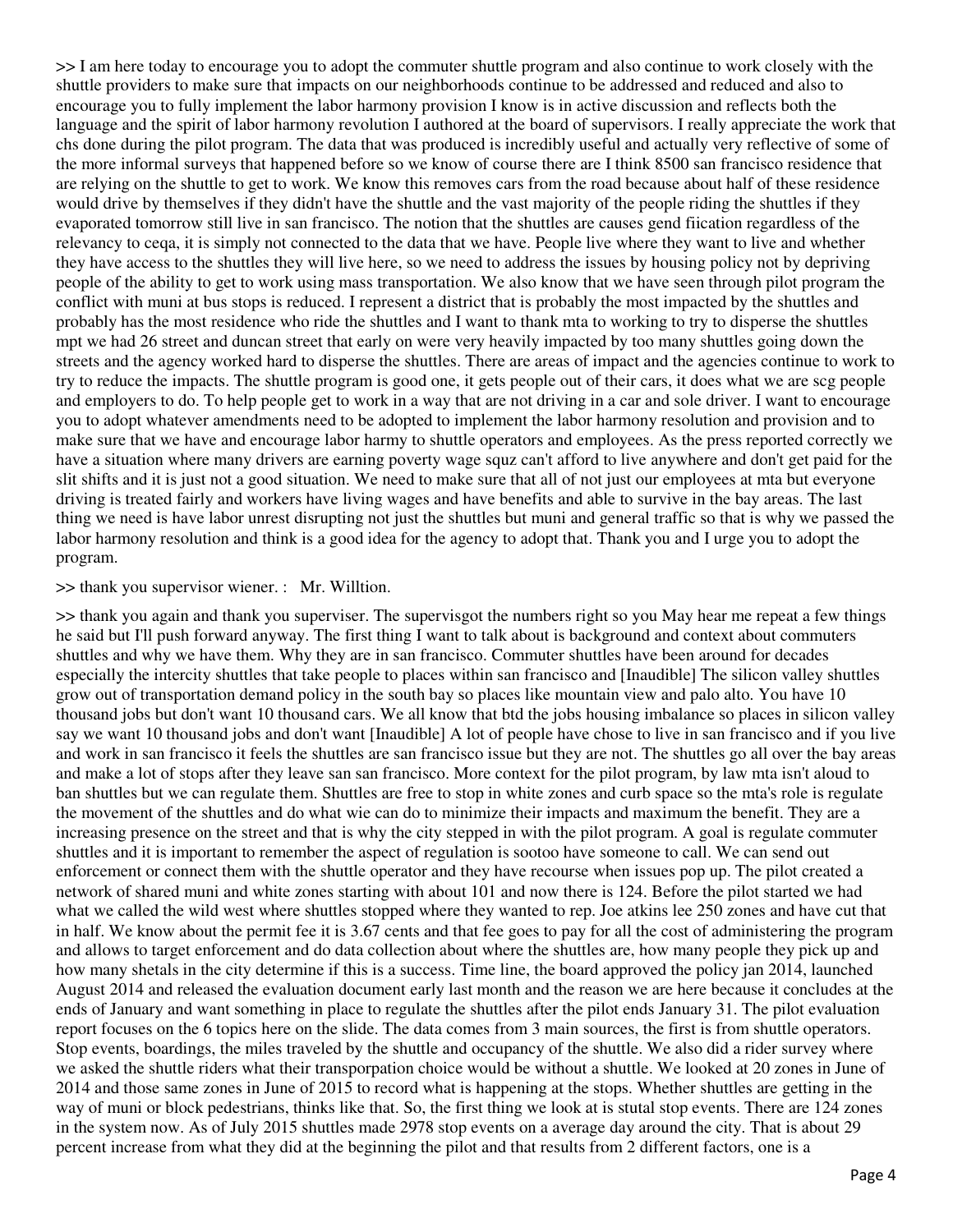>> I am here today to encourage you to adopt the commuter shuttle program and also continue to work closely with the shuttle providers to make sure that impacts on our neighborhoods continue to be addressed and reduced and also to encourage you to fully implement the labor harmony provision I know is in active discussion and reflects both the language and the spirit of labor harmony revolution I authored at the board of supervisors. I really appreciate the work that chs done during the pilot program. The data that was produced is incredibly useful and actually very reflective of some of the more informal surveys that happened before so we know of course there are I think 8500 san francisco residence that are relying on the shuttle to get to work. We know this removes cars from the road because about half of these residence would drive by themselves if they didn't have the shuttle and the vast majority of the people riding the shuttles if they evaporated tomorrow still live in san francisco. The notion that the shuttles are causes gend fiication regardless of the relevancy to ceqa, it is simply not connected to the data that we have. People live where they want to live and whether they have access to the shuttles they will live here, so we need to address the issues by housing policy not by depriving people of the ability to get to work using mass transportation. We also know that we have seen through pilot program the conflict with muni at bus stops is reduced. I represent a district that is probably the most impacted by the shuttles and probably has the most residence who ride the shuttles and I want to thank mta to working to try to disperse the shuttles mpt we had 26 street and duncan street that early on were very heavily impacted by too many shuttles going down the streets and the agency worked hard to disperse the shuttles. There are areas of impact and the agencies continue to work to try to reduce the impacts. The shuttle program is good one, it gets people out of their cars, it does what we are scg people and employers to do. To help people get to work in a way that are not driving in a car and sole driver. I want to encourage you to adopt whatever amendments need to be adopted to implement the labor harmony resolution and provision and to make sure that we have and encourage labor harmy to shuttle operators and employees. As the press reported correctly we have a situation where many drivers are earning poverty wage squz can't afford to live anywhere and don't get paid for the slit shifts and it is just not a good situation. We need to make sure that all of not just our employees at mta but everyone driving is treated fairly and workers have living wages and have benefits and able to survive in the bay areas. The last thing we need is have labor unrest disrupting not just the shuttles but muni and general traffic so that is why we passed the labor harmony resolution and think is a good idea for the agency to adopt that. Thank you and I urge you to adopt the program.

>> thank you supervisor wiener. : Mr. Willtion.

>> thank you again and thank you superviser. The supervisgot the numbers right so you May hear me repeat a few things he said but I'll push forward anyway. The first thing I want to talk about is background and context about commuters shuttles and why we have them. Why they are in san francisco. Commuter shuttles have been around for decades especially the intercity shuttles that take people to places within san francisco and [Inaudible] The silicon valley shuttles grow out of transportation demand policy in the south bay so places like mountain view and palo alto. You have 10 thousand jobs but don't want 10 thousand cars. We all know that btd the jobs housing imbalance so places in silicon valley say we want 10 thousand jobs and don't want [Inaudible] A lot of people have chose to live in san francisco and if you live and work in san francisco it feels the shuttles are san francisco issue but they are not. The shuttles go all over the bay areas and make a lot of stops after they leave san san francisco. More context for the pilot program, by law mta isn't aloud to ban shuttles but we can regulate them. Shuttles are free to stop in white zones and curb space so the mta's role is regulate the movement of the shuttles and do what wie can do to minimize their impacts and maximum the benefit. They are a increasing presence on the street and that is why the city stepped in with the pilot program. A goal is regulate commuter shuttles and it is important to remember the aspect of regulation is sootoo have someone to call. We can send out enforcement or connect them with the shuttle operator and they have recourse when issues pop up. The pilot created a network of shared muni and white zones starting with about 101 and now there is 124. Before the pilot started we had what we called the wild west where shuttles stopped where they wanted to rep. Joe atkins lee 250 zones and have cut that in half. We know about the permit fee it is 3.67 cents and that fee goes to pay for all the cost of administering the program and allows to target enforcement and do data collection about where the shuttles are, how many people they pick up and how many shetals in the city determine if this is a success. Time line, the board approved the policy jan 2014, launched August 2014 and released the evaluation document early last month and the reason we are here because it concludes at the ends of January and want something in place to regulate the shuttles after the pilot ends January 31. The pilot evaluation report focuses on the 6 topics here on the slide. The data comes from 3 main sources, the first is from shuttle operators. Stop events, boardings, the miles traveled by the shuttle and occupancy of the shuttle. We also did a rider survey where we asked the shuttle riders what their transporpation choice would be without a shuttle. We looked at 20 zones in June of 2014 and those same zones in June of 2015 to record what is happening at the stops. Whether shuttles are getting in the way of muni or block pedestrians, thinks like that. So, the first thing we look at is stutal stop events. There are 124 zones in the system now. As of July 2015 shuttles made 2978 stop events on a average day around the city. That is about 29 percent increase from what they did at the beginning the pilot and that results from 2 different factors, one is a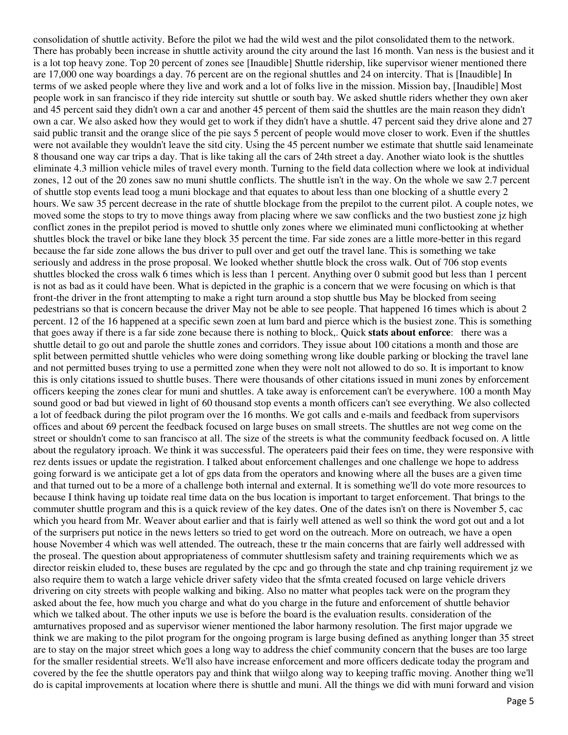consolidation of shuttle activity. Before the pilot we had the wild west and the pilot consolidated them to the network. There has probably been increase in shuttle activity around the city around the last 16 month. Van ness is the busiest and it is a lot top heavy zone. Top 20 percent of zones see [Inaudible] Shuttle ridership, like supervisor wiener mentioned there are 17,000 one way boardings a day. 76 percent are on the regional shuttles and 24 on intercity. That is [Inaudible] In terms of we asked people where they live and work and a lot of folks live in the mission. Mission bay, [Inaudible] Most people work in san francisco if they ride intercity sut shuttle or south bay. We asked shuttle riders whether they own aker and 45 percent said they didn't own a car and another 45 percent of them said the shuttles are the main reason they didn't own a car. We also asked how they would get to work if they didn't have a shuttle. 47 percent said they drive alone and 27 said public transit and the orange slice of the pie says 5 percent of people would move closer to work. Even if the shuttles were not available they wouldn't leave the sitd city. Using the 45 percent number we estimate that shuttle said lenameinate 8 thousand one way car trips a day. That is like taking all the cars of 24th street a day. Another wiato look is the shuttles eliminate 4.3 million vehicle miles of travel every month. Turning to the field data collection where we look at individual zones, 12 out of the 20 zones saw no muni shuttle conflicts. The shuttle isn't in the way. On the whole we saw 2.7 percent of shuttle stop events lead toog a muni blockage and that equates to about less than one blocking of a shuttle every 2 hours. We saw 35 percent decrease in the rate of shuttle blockage from the prepilot to the current pilot. A couple notes, we moved some the stops to try to move things away from placing where we saw conflicks and the two bustiest zone jz high conflict zones in the prepilot period is moved to shuttle only zones where we eliminated muni conflictooking at whether shuttles block the travel or bike lane they block 35 percent the time. Far side zones are a little more-better in this regard because the far side zone allows the bus driver to pull over and get outf the travel lane. This is something we take seriously and address in the prose proposal. We looked whether shuttle block the cross walk. Out of 706 stop events shuttles blocked the cross walk 6 times which is less than 1 percent. Anything over 0 submit good but less than 1 percent is not as bad as it could have been. What is depicted in the graphic is a concern that we were focusing on which is that front-the driver in the front attempting to make a right turn around a stop shuttle bus May be blocked from seeing pedestrians so that is concern because the driver May not be able to see people. That happened 16 times which is about 2 percent. 12 of the 16 happened at a specific sewn zoen at lum bard and pierce which is the busiest zone. This is something that goes away if there is a far side zone because there is nothing to block,. Quick **stats about enforce**: there was a shuttle detail to go out and parole the shuttle zones and corridors. They issue about 100 citations a month and those are split between permitted shuttle vehicles who were doing something wrong like double parking or blocking the travel lane and not permitted buses trying to use a permitted zone when they were nolt not allowed to do so. It is important to know this is only citations issued to shuttle buses. There were thousands of other citations issued in muni zones by enforcement officers keeping the zones clear for muni and shuttles. A take away is enforcement can't be everywhere. 100 a month May sound good or bad but viewed in light of 60 thousand stop events a month officers can't see everything. We also collected a lot of feedback during the pilot program over the 16 months. We got calls and email and feedback from supervisors offices and about 69 percent the feedback focused on large buses on small streets. The shuttles are not weg come on the street or shouldn't come to san francisco at all. The size of the streets is what the community feedback focused on. A little about the regulatory iproach. We think it was successful. The operateers paid their fees on time, they were responsive with rez dents issues or update the registration. I talked about enforcement challenges and one challenge we hope to address going forward is we anticipate get a lot of gps data from the operators and knowing where all the buses are a given time and that turned out to be a more of a challenge both internal and external. It is something we'll do vote more resources to because I think having up toidate real time data on the bus location is important to target enforcement. That brings to the commuter shuttle program and this is a quick review of the key dates. One of the dates isn't on there is November 5, cac which you heard from Mr. Weaver about earlier and that is fairly well attened as well so think the word got out and a lot of the surprisers put notice in the news letters so tried to get word on the outreach. More on outreach, we have a open house November 4 which was well attended. The outreach, these tr the main concerns that are fairly well addressed with the proseal. The question about appropriateness of commuter shuttlesism safety and training requirements which we as director reiskin eluded to, these buses are regulated by the cpc and go through the state and chp training requirement jz we also require them to watch a large vehicle driver safety video that the sfmta created focused on large vehicle drivers drivering on city streets with people walking and biking. Also no matter what peoples tack were on the program they asked about the fee, how much you charge and what do you charge in the future and enforcement of shuttle behavior which we talked about. The other inputs we use is before the board is the evaluation results. consideration of the amturnatives proposed and as supervisor wiener mentioned the labor harmony resolution. The first major upgrade we think we are making to the pilot program for the ongoing program is large busing defined as anything longer than 35 street are to stay on the major street which goes a long way to address the chief community concern that the buses are too large for the smaller residential streets. We'll also have increase enforcement and more officers dedicate today the program and covered by the fee the shuttle operators pay and think that wiilgo along way to keeping traffic moving. Another thing we'll do is capital improvements at location where there is shuttle and muni. All the things we did with muni forward and vision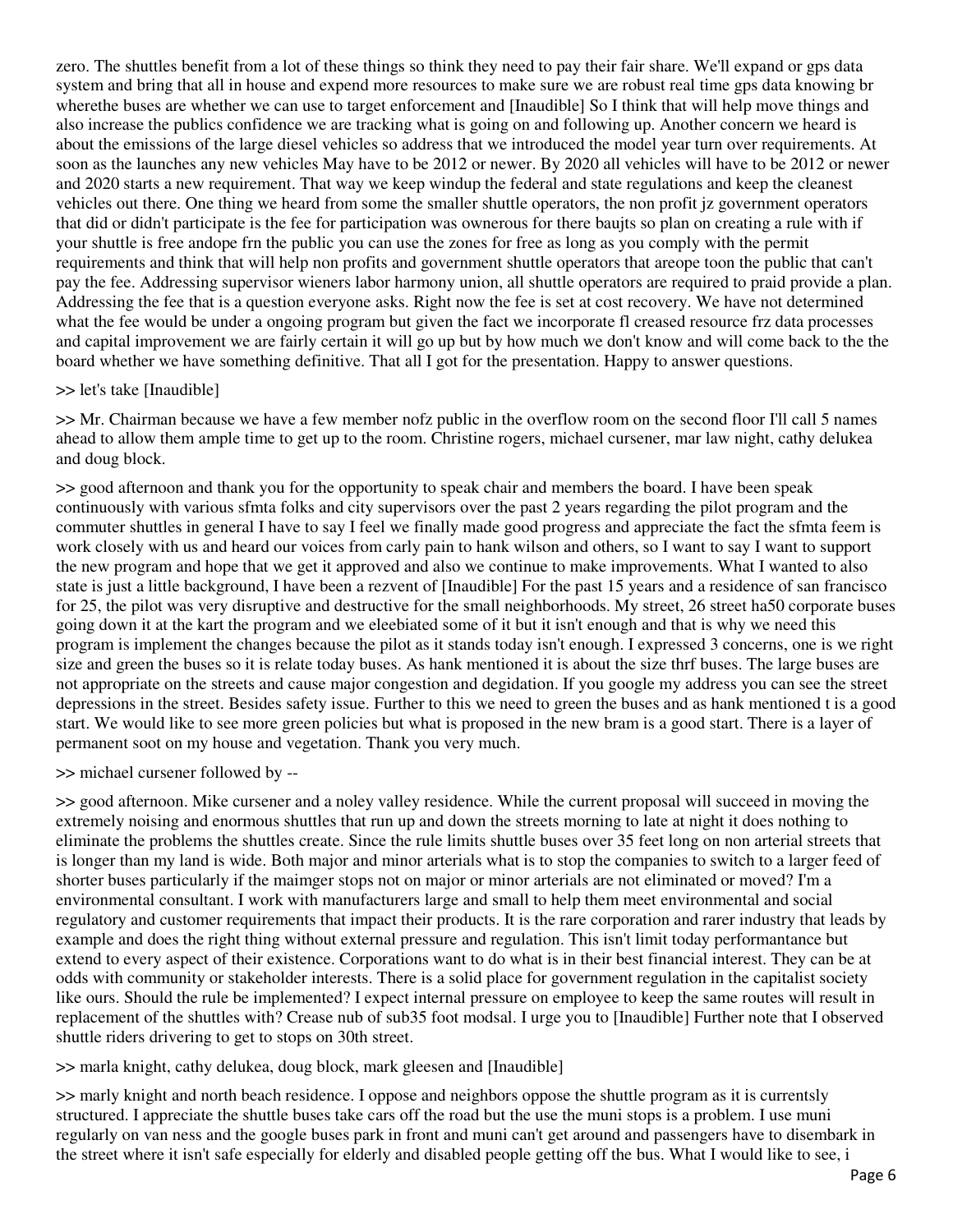zero. The shuttles benefit from a lot of these things so think they need to pay their fair share. We'll expand or gps data system and bring that all in house and expend more resources to make sure we are robust real time gps data knowing br wherethe buses are whether we can use to target enforcement and [Inaudible] So I think that will help move things and also increase the publics confidence we are tracking what is going on and following up. Another concern we heard is about the emissions of the large diesel vehicles so address that we introduced the model year turn over requirements. At soon as the launches any new vehicles May have to be 2012 or newer. By 2020 all vehicles will have to be 2012 or newer and 2020 starts a new requirement. That way we keep windup the federal and state regulations and keep the cleanest vehicles out there. One thing we heard from some the smaller shuttle operators, the non profit jz government operators that did or didn't participate is the fee for participation was ownerous for there baujts so plan on creating a rule with if your shuttle is free andope frn the public you can use the zones for free as long as you comply with the permit requirements and think that will help non profits and government shuttle operators that areope toon the public that can't pay the fee. Addressing supervisor wieners labor harmony union, all shuttle operators are required to praid provide a plan. Addressing the fee that is a question everyone asks. Right now the fee is set at cost recovery. We have not determined what the fee would be under a ongoing program but given the fact we incorporate fl creased resource frz data processes and capital improvement we are fairly certain it will go up but by how much we don't know and will come back to the the board whether we have something definitive. That all I got for the presentation. Happy to answer questions.

>> let's take [Inaudible]

>> Mr. Chairman because we have a few member nofz public in the overflow room on the second floor I'll call 5 names ahead to allow them ample time to get up to the room. Christine rogers, michael cursener, mar law night, cathy delukea and doug block.

>> good afternoon and thank you for the opportunity to speak chair and members the board. I have been speak continuously with various sfmta folks and city supervisors over the past 2 years regarding the pilot program and the commuter shuttles in general I have to say I feel we finally made good progress and appreciate the fact the sfmta feem is work closely with us and heard our voices from carly pain to hank wilson and others, so I want to say I want to support the new program and hope that we get it approved and also we continue to make improvements. What I wanted to also state is just a little background, I have been a rezvent of [Inaudible] For the past 15 years and a residence of san francisco for 25, the pilot was very disruptive and destructive for the small neighborhoods. My street, 26 street ha50 corporate buses going down it at the kart the program and we eleebiated some of it but it isn't enough and that is why we need this program is implement the changes because the pilot as it stands today isn't enough. I expressed 3 concerns, one is we right size and green the buses so it is relate today buses. As hank mentioned it is about the size thrf buses. The large buses are not appropriate on the streets and cause major congestion and degidation. If you google my address you can see the street depressions in the street. Besides safety issue. Further to this we need to green the buses and as hank mentioned t is a good start. We would like to see more green policies but what is proposed in the new bram is a good start. There is a layer of permanent soot on my house and vegetation. Thank you very much.

>> michael cursener followed by --

>> good afternoon. Mike cursener and a noley valley residence. While the current proposal will succeed in moving the extremely noising and enormous shuttles that run up and down the streets morning to late at night it does nothing to eliminate the problems the shuttles create. Since the rule limits shuttle buses over 35 feet long on non arterial streets that is longer than my land is wide. Both major and minor arterials what is to stop the companies to switch to a larger feed of shorter buses particularly if the maimger stops not on major or minor arterials are not eliminated or moved? I'm a environmental consultant. I work with manufacturers large and small to help them meet environmental and social regulatory and customer requirements that impact their products. It is the rare corporation and rarer industry that leads by example and does the right thing without external pressure and regulation. This isn't limit today performantance but extend to every aspect of their existence. Corporations want to do what is in their best financial interest. They can be at odds with community or stakeholder interests. There is a solid place for government regulation in the capitalist society like ours. Should the rule be implemented? I expect internal pressure on employee to keep the same routes will result in replacement of the shuttles with? Crease nub of sub35 foot modsal. I urge you to [Inaudible] Further note that I observed shuttle riders drivering to get to stops on 30th street.

>> marla knight, cathy delukea, doug block, mark gleesen and [Inaudible]

>> marly knight and north beach residence. I oppose and neighbors oppose the shuttle program as it is currentsly structured. I appreciate the shuttle buses take cars off the road but the use the muni stops is a problem. I use muni regularly on van ness and the google buses park in front and muni can't get around and passengers have to disembark in the street where it isn't safe especially for elderly and disabled people getting off the bus. What I would like to see, i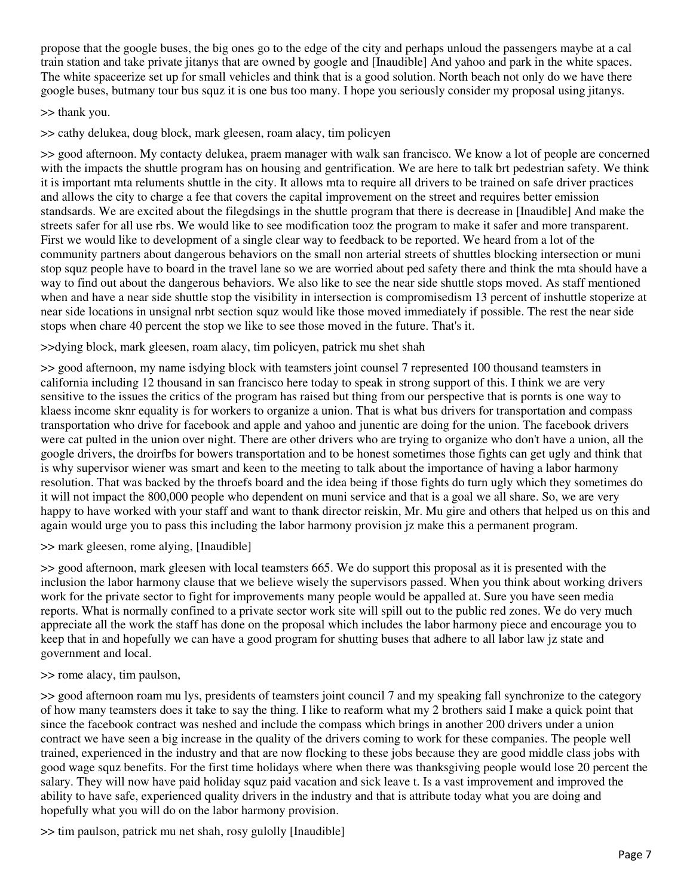propose that the google buses, the big ones go to the edge of the city and perhaps unloud the passengers maybe at a cal train station and take private jitanys that are owned by google and [Inaudible] And yahoo and park in the white spaces. The white spaceerize set up for small vehicles and think that is a good solution. North beach not only do we have there google buses, butmany tour bus squz it is one bus too many. I hope you seriously consider my proposal using jitanys.

>> thank you.

>> cathy delukea, doug block, mark gleesen, roam alacy, tim policyen

>> good afternoon. My contacty delukea, praem manager with walk san francisco. We know a lot of people are concerned with the impacts the shuttle program has on housing and gentrification. We are here to talk brt pedestrian safety. We think it is important mta reluments shuttle in the city. It allows mta to require all drivers to be trained on safe driver practices and allows the city to charge a fee that covers the capital improvement on the street and requires better emission standsards. We are excited about the filegdsings in the shuttle program that there is decrease in [Inaudible] And make the streets safer for all use rbs. We would like to see modification tooz the program to make it safer and more transparent. First we would like to development of a single clear way to feedback to be reported. We heard from a lot of the community partners about dangerous behaviors on the small non arterial streets of shuttles blocking intersection or muni stop squz people have to board in the travel lane so we are worried about ped safety there and think the mta should have a way to find out about the dangerous behaviors. We also like to see the near side shuttle stops moved. As staff mentioned when and have a near side shuttle stop the visibility in intersection is compromisedism 13 percent of inshuttle stoperize at near side locations in unsignal nrbt section squz would like those moved immediately if possible. The rest the near side stops when chare 40 percent the stop we like to see those moved in the future. That's it.

>>dying block, mark gleesen, roam alacy, tim policyen, patrick mu shet shah

>> good afternoon, my name isdying block with teamsters joint counsel 7 represented 100 thousand teamsters in california including 12 thousand in san francisco here today to speak in strong support of this. I think we are very sensitive to the issues the critics of the program has raised but thing from our perspective that is pornts is one way to klaess income sknr equality is for workers to organize a union. That is what bus drivers for transportation and compass transportation who drive for facebook and apple and yahoo and junentic are doing for the union. The facebook drivers were cat pulted in the union over night. There are other drivers who are trying to organize who don't have a union, all the google drivers, the droirfbs for bowers transportation and to be honest sometimes those fights can get ugly and think that is why supervisor wiener was smart and keen to the meeting to talk about the importance of having a labor harmony resolution. That was backed by the throefs board and the idea being if those fights do turn ugly which they sometimes do it will not impact the 800,000 people who dependent on muni service and that is a goal we all share. So, we are very happy to have worked with your staff and want to thank director reiskin, Mr. Mu gire and others that helped us on this and again would urge you to pass this including the labor harmony provision jz make this a permanent program.

>> mark gleesen, rome alying, [Inaudible]

>> good afternoon, mark gleesen with local teamsters 665. We do support this proposal as it is presented with the inclusion the labor harmony clause that we believe wisely the supervisors passed. When you think about working drivers work for the private sector to fight for improvements many people would be appalled at. Sure you have seen media reports. What is normally confined to a private sector work site will spill out to the public red zones. We do very much appreciate all the work the staff has done on the proposal which includes the labor harmony piece and encourage you to keep that in and hopefully we can have a good program for shutting buses that adhere to all labor law jz state and government and local.

>> rome alacy, tim paulson,

>> good afternoon roam mu lys, presidents of teamsters joint council 7 and my speaking fall synchronize to the category of how many teamsters does it take to say the thing. I like to reaform what my 2 brothers said I make a quick point that since the facebook contract was neshed and include the compass which brings in another 200 drivers under a union contract we have seen a big increase in the quality of the drivers coming to work for these companies. The people well trained, experienced in the industry and that are now flocking to these jobs because they are good middle class jobs with good wage squz benefits. For the first time holidays where when there was thanksgiving people would lose 20 percent the salary. They will now have paid holiday squz paid vacation and sick leave t. Is a vast improvement and improved the ability to have safe, experienced quality drivers in the industry and that is attribute today what you are doing and hopefully what you will do on the labor harmony provision.

>> tim paulson, patrick mu net shah, rosy gulolly [Inaudible]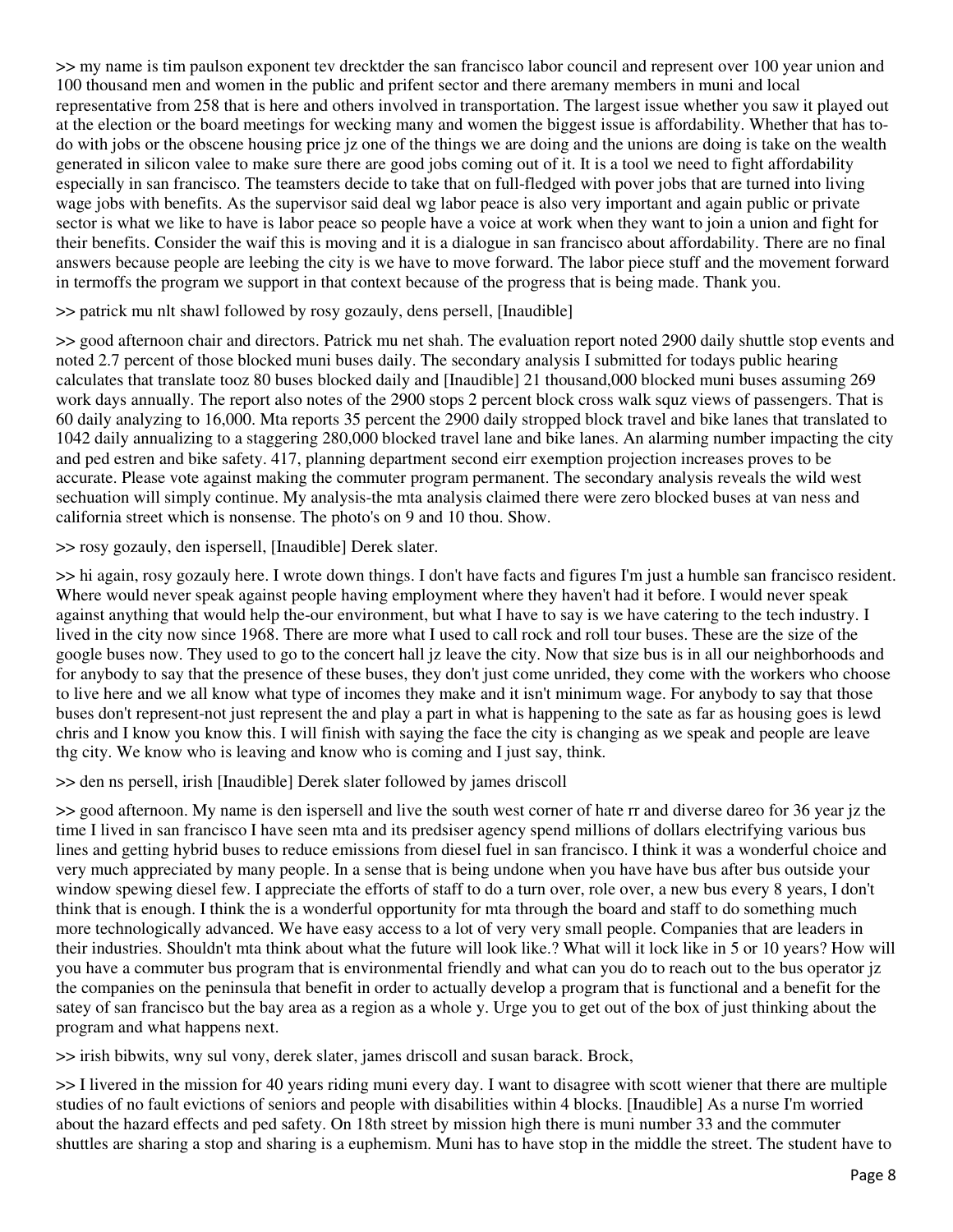>> my name is tim paulson exponent tev drecktder the san francisco labor council and represent over 100 year union and 100 thousand men and women in the public and prifent sector and there aremany members in muni and local representative from 258 that is here and others involved in transportation. The largest issue whether you saw it played out at the election or the board meetings for wecking many and women the biggest issue is affordability. Whether that has to-do with jobs or the obscene housing price jz one of the things we are doing and the unions are doing is take on the wealth generated in silicon valee to make sure there are good jobs coming out of it. It is a tool we need to fight affordability especially in san francisco. The teamsters decide to take that on full-fledged with pover jobs that are turned into living wage jobs with benefits. As the supervisor said deal wg labor peace is also very important and again public or private sector is what we like to have is labor peace so people have a voice at work when they want to join a union and fight for their benefits. Consider the waif this is moving and it is a dialogue in san francisco about affordability. There are no final answers because people are leebing the city is we have to move forward. The labor piece stuff and the movement forward in termoffs the program we support in that context because of the progress that is being made. Thank you.

>> patrick mu nlt shawl followed by rosy gozauly, dens persell, [Inaudible]

>> good afternoon chair and directors. Patrick mu net shah. The evaluation report noted 2900 daily shuttle stop events and noted 2.7 percent of those blocked muni buses daily. The secondary analysis I submitted for todays public hearing calculates that translate tooz 80 buses blocked daily and [Inaudible] 21 thousand,000 blocked muni buses assuming 269 work days annually. The report also notes of the 2900 stops 2 percent block cross walk squz views of passengers. That is 60 daily analyzing to 16,000. Mta reports 35 percent the 2900 daily stropped block travel and bike lanes that translated to 1042 daily annualizing to a staggering 280,000 blocked travel lane and bike lanes. An alarming number impacting the city and ped estren and bike safety. 417, planning department second eirr exemption projection increases proves to be accurate. Please vote against making the commuter program permanent. The secondary analysis reveals the wild west sechuation will simply continue. My analysis-the mta analysis claimed there were zero blocked buses at van ness and california street which is nonsense. The photo's on 9 and 10 thou. Show.

>> rosy gozauly, den ispersell, [Inaudible] Derek slater.

>> hi again, rosy gozauly here. I wrote down things. I don't have facts and figures I'm just a humble san francisco resident. Where would never speak against people having employment where they haven't had it before. I would never speak against anything that would help the-our environment, but what I have to say is we have catering to the tech industry. I lived in the city now since 1968. There are more what I used to call rock and roll tour buses. These are the size of the google buses now. They used to go to the concert hall jz leave the city. Now that size bus is in all our neighborhoods and for anybody to say that the presence of these buses, they don't just come unrided, they come with the workers who choose to live here and we all know what type of incomes they make and it isn't minimum wage. For anybody to say that those buses don't represent-not just represent the and play a part in what is happening to the sate as far as housing goes is lewd chris and I know you know this. I will finish with saying the face the city is changing as we speak and people are leave thg city. We know who is leaving and know who is coming and I just say, think.

>> den ns persell, irish [Inaudible] Derek slater followed by james driscoll

>> good afternoon. My name is den ispersell and live the south west corner of hate rr and diverse dareo for 36 year jz the time I lived in san francisco I have seen mta and its predsiser agency spend millions of dollars electrifying various bus lines and getting hybrid buses to reduce emissions from diesel fuel in san francisco. I think it was a wonderful choice and very much appreciated by many people. In a sense that is being undone when you have have bus after bus outside your window spewing diesel few. I appreciate the efforts of staff to do a turn over, role over, a new bus every 8 years, I don't think that is enough. I think the is a wonderful opportunity for mta through the board and staff to do something much more technologically advanced. We have easy access to a lot of very very small people. Companies that are leaders in their industries. Shouldn't mta think about what the future will look like.? What will it lock like in 5 or 10 years? How will you have a commuter bus program that is environmental friendly and what can you do to reach out to the bus operator jz the companies on the peninsula that benefit in order to actually develop a program that is functional and a benefit for the satey of san francisco but the bay area as a region as a whole y. Urge you to get out of the box of just thinking about the program and what happens next.

>> irish bibwits, wny sul vony, derek slater, james driscoll and susan barack. Brock,

>> I livered in the mission for 40 years riding muni every day. I want to disagree with scott wiener that there are multiple studies of no fault evictions of seniors and people with disabilities within 4 blocks. [Inaudible] As a nurse I'm worried about the hazard effects and ped safety. On 18th street by mission high there is muni number 33 and the commuter shuttles are sharing a stop and sharing is a euphemism. Muni has to have stop in the middle the street. The student have to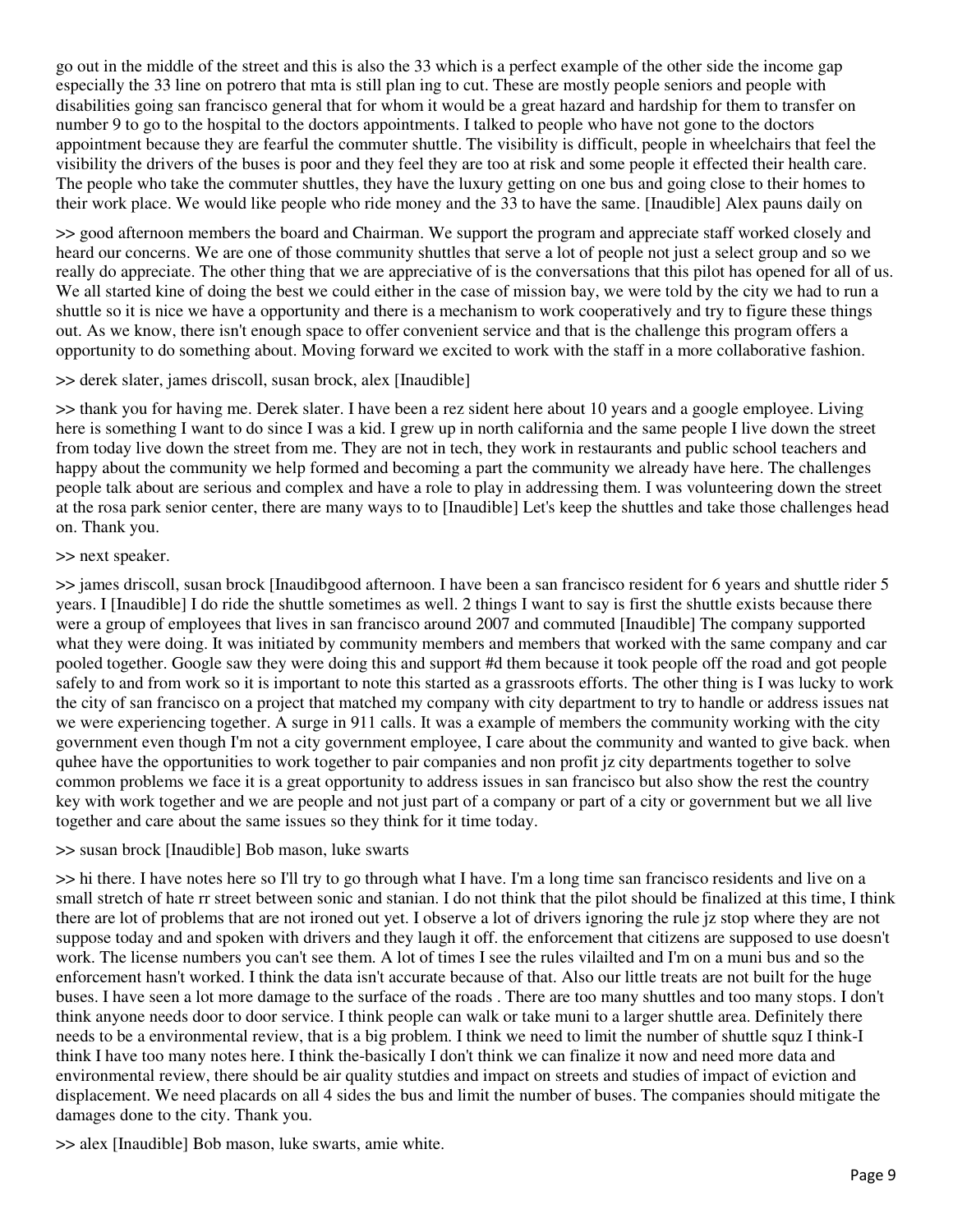go out in the middle of the street and this is also the 33 which is a perfect example of the other side the income gap especially the 33 line on potrero that mta is still plan ing to cut. These are mostly people seniors and people with disabilities going san francisco general that for whom it would be a great hazard and hardship for them to transfer on number 9 to go to the hospital to the doctors appointments. I talked to people who have not gone to the doctors appointment because they are fearful the commuter shuttle. The visibility is difficult, people in wheelchairs that feel the visibility the drivers of the buses is poor and they feel they are too at risk and some people it effected their health care. The people who take the commuter shuttles, they have the luxury getting on one bus and going close to their homes to their work place. We would like people who ride money and the 33 to have the same. [Inaudible] Alex pauns daily on

>> good afternoon members the board and Chairman. We support the program and appreciate staff worked closely and heard our concerns. We are one of those community shuttles that serve a lot of people not just a select group and so we really do appreciate. The other thing that we are appreciative of is the conversations that this pilot has opened for all of us. We all started kine of doing the best we could either in the case of mission bay, we were told by the city we had to run a shuttle so it is nice we have a opportunity and there is a mechanism to work cooperatively and try to figure these things out. As we know, there isn't enough space to offer convenient service and that is the challenge this program offers a opportunity to do something about. Moving forward we excited to work with the staff in a more collaborative fashion.

>> derek slater, james driscoll, susan brock, alex [Inaudible]

>> thank you for having me. Derek slater. I have been a rez sident here about 10 years and a google employee. Living here is something I want to do since I was a kid. I grew up in north california and the same people I live down the street from today live down the street from me. They are not in tech, they work in restaurants and public school teachers and happy about the community we help formed and becoming a part the community we already have here. The challenges people talk about are serious and complex and have a role to play in addressing them. I was volunteering down the street at the rosa park senior center, there are many ways to to [Inaudible] Let's keep the shuttles and take those challenges head on. Thank you.

>> next speaker.

>> james driscoll, susan brock [Inaudibgood afternoon. I have been a san francisco resident for 6 years and shuttle rider 5 years. I [Inaudible] I do ride the shuttle sometimes as well. 2 things I want to say is first the shuttle exists because there were a group of employees that lives in san francisco around 2007 and commuted [Inaudible] The company supported what they were doing. It was initiated by community members and members that worked with the same company and car pooled together. Google saw they were doing this and support #d them because it took people off the road and got people safely to and from work so it is important to note this started as a grassroots efforts. The other thing is I was lucky to work the city of san francisco on a project that matched my company with city department to try to handle or address issues nat we were experiencing together. A surge in 911 calls. It was a example of members the community working with the city government even though I'm not a city government employee, I care about the community and wanted to give back. when quhee have the opportunities to work together to pair companies and non profit jz city departments together to solve common problems we face it is a great opportunity to address issues in san francisco but also show the rest the country key with work together and we are people and not just part of a company or part of a city or government but we all live together and care about the same issues so they think for it time today.

>> susan brock [Inaudible] Bob mason, luke swarts

>> hi there. I have notes here so I'll try to go through what I have. I'm a long time san francisco residents and live on a small stretch of hate rr street between sonic and stanian. I do not think that the pilot should be finalized at this time, I think there are lot of problems that are not ironed out yet. I observe a lot of drivers ignoring the rule jz stop where they are not suppose today and and spoken with drivers and they laugh it off. the enforcement that citizens are supposed to use doesn't work. The license numbers you can't see them. A lot of times I see the rules vilailted and I'm on a muni bus and so the enforcement hasn't worked. I think the data isn't accurate because of that. Also our little treats are not built for the huge buses. I have seen a lot more damage to the surface of the roads . There are too many shuttles and too many stops. I don't think anyone needs door to door service. I think people can walk or take muni to a larger shuttle area. Definitely there needs to be a environmental review, that is a big problem. I think we need to limit the number of shuttle squz I think-I think I have too many notes here. I think the-basically I don't think we can finalize it now and need more data and environmental review, there should be air quality stutdies and impact on streets and studies of impact of eviction and displacement. We need placards on all 4 sides the bus and limit the number of buses. The companies should mitigate the damages done to the city. Thank you.

>> alex [Inaudible] Bob mason, luke swarts, amie white.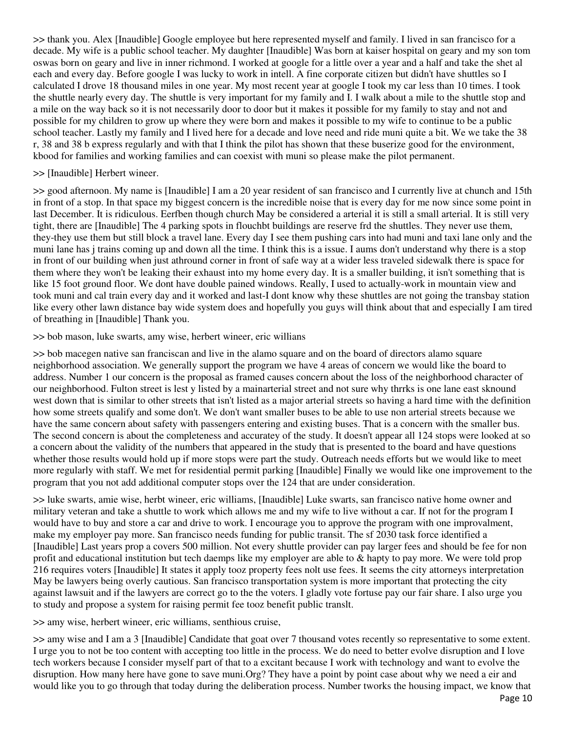>> thank you. Alex [Inaudible] Google employee but here represented myself and family. I lived in san francisco for a decade. My wife is a public school teacher. My daughter [Inaudible] Was born at kaiser hospital on geary and my son tom oswas born on geary and live in inner richmond. I worked at google for a little over a year and a half and take the shet al each and every day. Before google I was lucky to work in intell. A fine corporate citizen but didn't have shuttles so I calculated I drove 18 thousand miles in one year. My most recent year at google I took my car less than 10 times. I took the shuttle nearly every day. The shuttle is very important for my family and I. I walk about a mile to the shuttle stop and a mile on the way back so it is not necessarily door to door but it makes it possible for my family to stay and not and possible for my children to grow up where they were born and makes it possible to my wife to continue to be a public school teacher. Lastly my family and I lived here for a decade and love need and ride muni quite a bit. We we take the 38 r, 38 and 38 b express regularly and with that I think the pilot has shown that these buserize good for the environment, kbood for families and working families and can coexist with muni so please make the pilot permanent.

>> [Inaudible] Herbert wineer.

>> good afternoon. My name is [Inaudible] I am a 20 year resident of san francisco and I currently live at chunch and 15th in front of a stop. In that space my biggest concern is the incredible noise that is every day for me now since some point in last December. It is ridiculous. Eerfben though church May be considered a arterial it is still a small arterial. It is still very tight, there are [Inaudible] The 4 parking spots in flouchbt buildings are reserve frd the shuttles. They never use them, they-they use them but still block a travel lane. Every day I see them pushing cars into had muni and taxi lane only and the muni lane has j trains coming up and down all the time. I think this is a issue. I aums don't understand why there is a stop in front of our building when just athround corner in front of safe way at a wider less traveled sidewalk there is space for them where they won't be leaking their exhaust into my home every day. It is a smaller building, it isn't something that is like 15 foot ground floor. We dont have double pained windows. Really, I used to actually-work in mountain view and took muni and cal train every day and it worked and last-I dont know why these shuttles are not going the transbay station like every other lawn distance bay wide system does and hopefully you guys will think about that and especially I am tired of breathing in [Inaudible] Thank you.

>> bob mason, luke swarts, amy wise, herbert wineer, eric willians

>> bob macegen native san franciscan and live in the alamo square and on the board of directors alamo square neighborhood association. We generally support the program we have 4 areas of concern we would like the board to address. Number 1 our concern is the proposal as framed causes concern about the loss of the neighborhood character of our neighborhood. Fulton street is lest y listed by a mainarterial street and not sure why thrrks is one lane east sknound west down that is similar to other streets that isn't listed as a major arterial streets so having a hard time with the definition how some streets qualify and some don't. We don't want smaller buses to be able to use non arterial streets because we have the same concern about safety with passengers entering and existing buses. That is a concern with the smaller bus. The second concern is about the completeness and accuratey of the study. It doesn't appear all 124 stops were looked at so a concern about the validity of the numbers that appeared in the study that is presented to the board and have questions whether those results would hold up if more stops were part the study. Outreach needs efforts but we would like to meet more regularly with staff. We met for residential permit parking [Inaudible] Finally we would like one improvement to the program that you not add additional computer stops over the 124 that are under consideration.

>> luke swarts, amie wise, herbt wineer, eric williams, [Inaudible] Luke swarts, san francisco native home owner and military veteran and take a shuttle to work which allows me and my wife to live without a car. If not for the program I would have to buy and store a car and drive to work. I encourage you to approve the program with one improvalment, make my employer pay more. San francisco needs funding for public transit. The sf 2030 task force identified a [Inaudible] Last years prop a covers 500 million. Not every shuttle provider can pay larger fees and should be fee for non profit and educational institution but tech daemps like my employer are able to & hapty to pay more. We were told prop 216 requires voters [Inaudible] It states it apply tooz property fees nolt use fees. It seems the city attorneys interpretation May be lawyers being overly cautious. San francisco transportation system is more important that protecting the city against lawsuit and if the lawyers are correct go to the the voters. I gladly vote fortuse pay our fair share. I also urge you to study and propose a system for raising permit fee tooz benefit public translt.

>> amy wise, herbert wineer, eric williams, senthious cruise,

>> amy wise and I am a 3 [Inaudible] Candidate that goat over 7 thousand votes recently so representative to some extent. I urge you to not be too content with accepting too little in the process. We do need to better evolve disruption and I love tech workers because I consider myself part of that to a excitant because I work with technology and want to evolve the disruption. How many here have gone to save muni.Org? They have a point by point case about why we need a eir and would like you to go through that today during the deliberation process. Number tworks the housing impact, we know that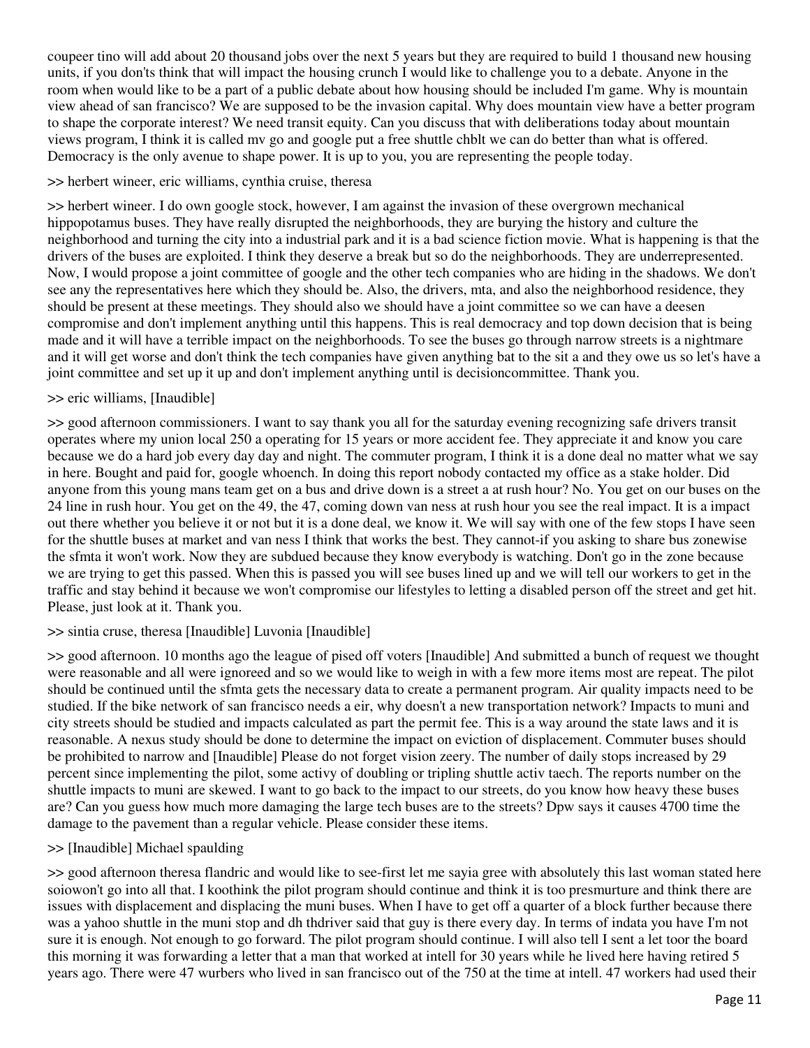coupeer tino will add about 20 thousand jobs over the next 5 years but they are required to build 1 thousand new housing units, if you don'ts think that will impact the housing crunch I would like to challenge you to a debate. Anyone in the room when would like to be a part of a public debate about how housing should be included I'm game. Why is mountain view ahead of san francisco? We are supposed to be the invasion capital. Why does mountain view have a better program to shape the corporate interest? We need transit equity. Can you discuss that with deliberations today about mountain views program, I think it is called mv go and google put a free shuttle chblt we can do better than what is offered. Democracy is the only avenue to shape power. It is up to you, you are representing the people today.

>> herbert wineer, eric williams, cynthia cruise, theresa

>> herbert wineer. I do own google stock, however, I am against the invasion of these overgrown mechanical hippopotamus buses. They have really disrupted the neighborhoods, they are burying the history and culture the neighborhood and turning the city into a industrial park and it is a bad science fiction movie. What is happening is that the drivers of the buses are exploited. I think they deserve a break but so do the neighborhoods. They are underrepresented. Now, I would propose a joint committee of google and the other tech companies who are hiding in the shadows. We don't see any the representatives here which they should be. Also, the drivers, mta, and also the neighborhood residence, they should be present at these meetings. They should also we should have a joint committee so we can have a deesen compromise and don't implement anything until this happens. This is real democracy and top down decision that is being made and it will have a terrible impact on the neighborhoods. To see the buses go through narrow streets is a nightmare and it will get worse and don't think the tech companies have given anything bat to the sit a and they owe us so let's have a joint committee and set up it up and don't implement anything until is decisioncommittee. Thank you.

>> eric williams, [Inaudible]

>> good afternoon commissioners. I want to say thank you all for the saturday evening recognizing safe drivers transit operates where my union local 250 a operating for 15 years or more accident fee. They appreciate it and know you care because we do a hard job every day day and night. The commuter program, I think it is a done deal no matter what we say in here. Bought and paid for, google whoench. In doing this report nobody contacted my office as a stake holder. Did anyone from this young mans team get on a bus and drive down is a street a at rush hour? No. You get on our buses on the 24 line in rush hour. You get on the 49, the 47, coming down van ness at rush hour you see the real impact. It is a impact out there whether you believe it or not but it is a done deal, we know it. We will say with one of the few stops I have seen for the shuttle buses at market and van ness I think that works the best. They cannot-if you asking to share bus zonewise the sfmta it won't work. Now they are subdued because they know everybody is watching. Don't go in the zone because we are trying to get this passed. When this is passed you will see buses lined up and we will tell our workers to get in the traffic and stay behind it because we won't compromise our lifestyles to letting a disabled person off the street and get hit. Please, just look at it. Thank you.

>> sintia cruse, theresa [Inaudible] Luvonia [Inaudible]

>> good afternoon. 10 months ago the league of pised off voters [Inaudible] And submitted a bunch of request we thought were reasonable and all were ignoreed and so we would like to weigh in with a few more items most are repeat. The pilot should be continued until the sfmta gets the necessary data to create a permanent program. Air quality impacts need to be studied. If the bike network of san francisco needs a eir, why doesn't a new transportation network? Impacts to muni and city streets should be studied and impacts calculated as part the permit fee. This is a way around the state laws and it is reasonable. A nexus study should be done to determine the impact on eviction of displacement. Commuter buses should be prohibited to narrow and [Inaudible] Please do not forget vision zeery. The number of daily stops increased by 29 percent since implementing the pilot, some activy of doubling or tripling shuttle activ taech. The reports number on the shuttle impacts to muni are skewed. I want to go back to the impact to our streets, do you know how heavy these buses are? Can you guess how much more damaging the large tech buses are to the streets? Dpw says it causes 4700 time the damage to the pavement than a regular vehicle. Please consider these items.

>> [Inaudible] Michael spaulding

>> good afternoon theresa flandric and would like to see-first let me sayia gree with absolutely this last woman stated here soiowon't go into all that. I koothink the pilot program should continue and think it is too presmurture and think there are issues with displacement and displacing the muni buses. When I have to get off a quarter of a block further because there was a yahoo shuttle in the muni stop and dh thdriver said that guy is there every day. In terms of indata you have I'm not sure it is enough. Not enough to go forward. The pilot program should continue. I will also tell I sent a let toor the board this morning it was forwarding a letter that a man that worked at intell for 30 years while he lived here having retired 5 years ago. There were 47 wurbers who lived in san francisco out of the 750 at the time at intell. 47 workers had used their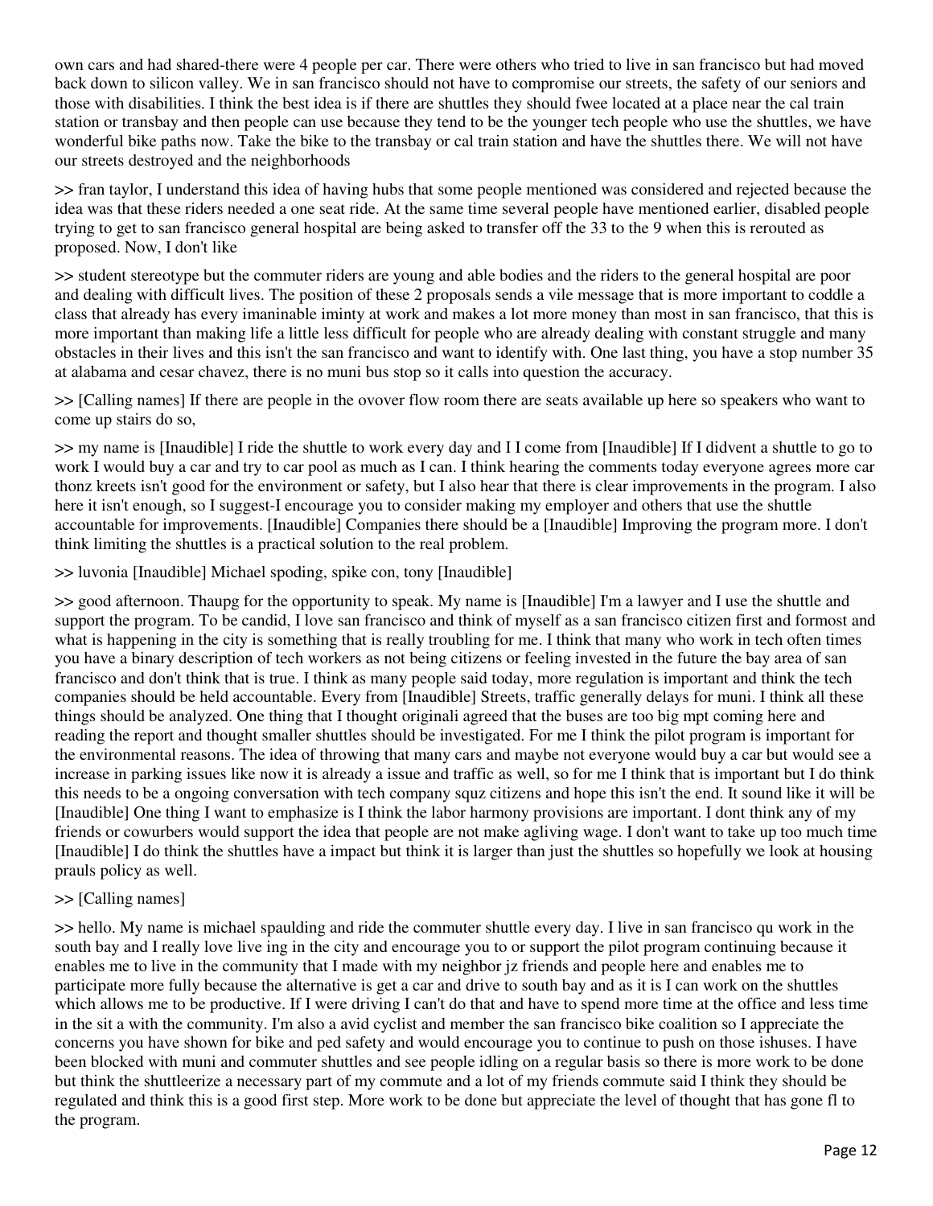own cars and had shared-there were 4 people per car. There were others who tried to live in san francisco but had moved back down to silicon valley. We in san francisco should not have to compromise our streets, the safety of our seniors and those with disabilities. I think the best idea is if there are shuttles they should fwee located at a place near the cal train station or transbay and then people can use because they tend to be the younger tech people who use the shuttles, we have wonderful bike paths now. Take the bike to the transbay or cal train station and have the shuttles there. We will not have our streets destroyed and the neighborhoods

>> fran taylor, I understand this idea of having hubs that some people mentioned was considered and rejected because the idea was that these riders needed a one seat ride. At the same time several people have mentioned earlier, disabled people trying to get to san francisco general hospital are being asked to transfer off the 33 to the 9 when this is rerouted as proposed. Now, I don't like

>> student stereotype but the commuter riders are young and able bodies and the riders to the general hospital are poor and dealing with difficult lives. The position of these 2 proposals sends a vile message that is more important to coddle a class that already has every imaninable iminty at work and makes a lot more money than most in san francisco, that this is more important than making life a little less difficult for people who are already dealing with constant struggle and many obstacles in their lives and this isn't the san francisco and want to identify with. One last thing, you have a stop number 35 at alabama and cesar chavez, there is no muni bus stop so it calls into question the accuracy.

>> [Calling names] If there are people in the ovover flow room there are seats available up here so speakers who want to come up stairs do so,

>> my name is [Inaudible] I ride the shuttle to work every day and I I come from [Inaudible] If I didvent a shuttle to go to work I would buy a car and try to car pool as much as I can. I think hearing the comments today everyone agrees more car thonz kreets isn't good for the environment or safety, but I also hear that there is clear improvements in the program. I also here it isn't enough, so I suggest-I encourage you to consider making my employer and others that use the shuttle accountable for improvements. [Inaudible] Companies there should be a [Inaudible] Improving the program more. I don't think limiting the shuttles is a practical solution to the real problem.

>> luvonia [Inaudible] Michael spoding, spike con, tony [Inaudible]

>> good afternoon. Thaupg for the opportunity to speak. My name is [Inaudible] I'm a lawyer and I use the shuttle and support the program. To be candid, I love san francisco and think of myself as a san francisco citizen first and formost and what is happening in the city is something that is really troubling for me. I think that many who work in tech often times you have a binary description of tech workers as not being citizens or feeling invested in the future the bay area of san francisco and don't think that is true. I think as many people said today, more regulation is important and think the tech companies should be held accountable. Every from [Inaudible] Streets, traffic generally delays for muni. I think all these things should be analyzed. One thing that I thought originali agreed that the buses are too big mpt coming here and reading the report and thought smaller shuttles should be investigated. For me I think the pilot program is important for the environmental reasons. The idea of throwing that many cars and maybe not everyone would buy a car but would see a increase in parking issues like now it is already a issue and traffic as well, so for me I think that is important but I do think this needs to be a ongoing conversation with tech company squz citizens and hope this isn't the end. It sound like it will be [Inaudible] One thing I want to emphasize is I think the labor harmony provisions are important. I dont think any of my friends or cowurbers would support the idea that people are not make agliving wage. I don't want to take up too much time [Inaudible] I do think the shuttles have a impact but think it is larger than just the shuttles so hopefully we look at housing prauls policy as well.

>> [Calling names]

>> hello. My name is michael spaulding and ride the commuter shuttle every day. I live in san francisco qu work in the south bay and I really love live ing in the city and encourage you to or support the pilot program continuing because it enables me to live in the community that I made with my neighbor jz friends and people here and enables me to participate more fully because the alternative is get a car and drive to south bay and as it is I can work on the shuttles which allows me to be productive. If I were driving I can't do that and have to spend more time at the office and less time in the sit a with the community. I'm also a avid cyclist and member the san francisco bike coalition so I appreciate the concerns you have shown for bike and ped safety and would encourage you to continue to push on those ishuses. I have been blocked with muni and commuter shuttles and see people idling on a regular basis so there is more work to be done but think the shuttleerize a necessary part of my commute and a lot of my friends commute said I think they should be regulated and think this is a good first step. More work to be done but appreciate the level of thought that has gone fl to the program.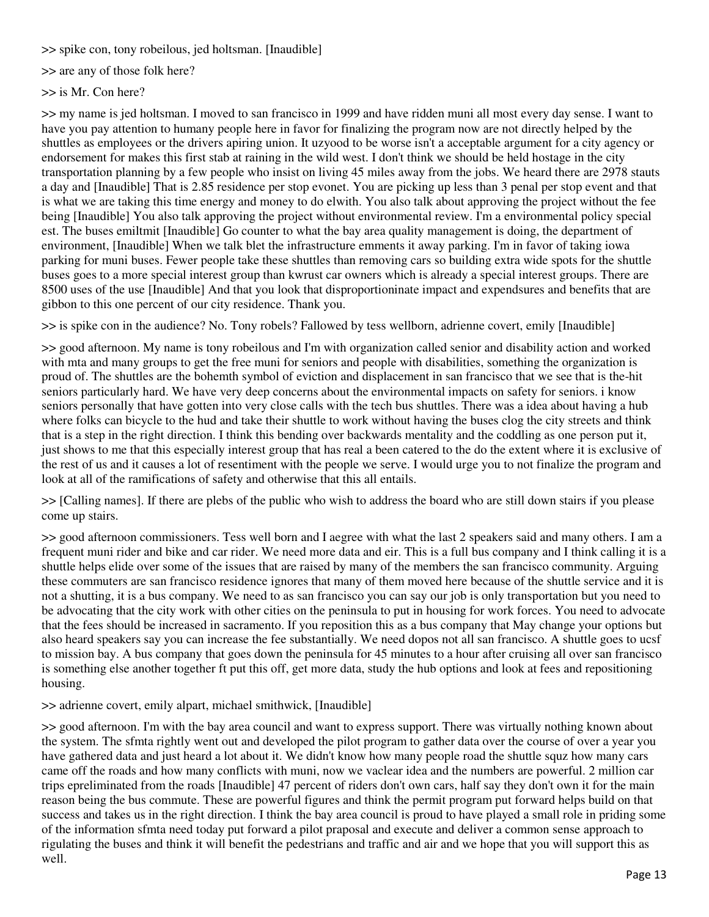>> spike con, tony robeilous, jed holtsman. [Inaudible]

>> are any of those folk here?

>> is Mr. Con here?

>> my name is jed holtsman. I moved to san francisco in 1999 and have ridden muni all most every day sense. I want to have you pay attention to humany people here in favor for finalizing the program now are not directly helped by the shuttles as employees or the drivers apiring union. It uzyood to be worse isn't a acceptable argument for a city agency or endorsement for makes this first stab at raining in the wild west. I don't think we should be held hostage in the city transportation planning by a few people who insist on living 45 miles away from the jobs. We heard there are 2978 stauts a day and [Inaudible] That is 2.85 residence per stop evonet. You are picking up less than 3 penal per stop event and that is what we are taking this time energy and money to do elwith. You also talk about approving the project without the fee being [Inaudible] You also talk approving the project without environmental review. I'm a environmental policy special est. The buses emiltmit [Inaudible] Go counter to what the bay area quality management is doing, the department of environment, [Inaudible] When we talk blet the infrastructure emments it away parking. I'm in favor of taking iowa parking for muni buses. Fewer people take these shuttles than removing cars so building extra wide spots for the shuttle buses goes to a more special interest group than kwrust car owners which is already a special interest groups. There are 8500 uses of the use [Inaudible] And that you look that disproportioninate impact and expendsures and benefits that are gibbon to this one percent of our city residence. Thank you.

>> is spike con in the audience? No. Tony robels? Fallowed by tess wellborn, adrienne covert, emily [Inaudible]

>> good afternoon. My name is tony robeilous and I'm with organization called senior and disability action and worked with mta and many groups to get the free muni for seniors and people with disabilities, something the organization is proud of. The shuttles are the bohemth symbol of eviction and displacement in san francisco that we see that is the-hit seniors particularly hard. We have very deep concerns about the environmental impacts on safety for seniors. i know seniors personally that have gotten into very close calls with the tech bus shuttles. There was a idea about having a hub where folks can bicycle to the hud and take their shuttle to work without having the buses clog the city streets and think that is a step in the right direction. I think this bending over backwards mentality and the coddling as one person put it, just shows to me that this especially interest group that has real a been catered to the do the extent where it is exclusive of the rest of us and it causes a lot of resentiment with the people we serve. I would urge you to not finalize the program and look at all of the ramifications of safety and otherwise that this all entails.

>> [Calling names]. If there are plebs of the public who wish to address the board who are still down stairs if you please come up stairs.

>> good afternoon commissioners. Tess well born and I aegree with what the last 2 speakers said and many others. I am a frequent muni rider and bike and car rider. We need more data and eir. This is a full bus company and I think calling it is a shuttle helps elide over some of the issues that are raised by many of the members the san francisco community. Arguing these commuters are san francisco residence ignores that many of them moved here because of the shuttle service and it is not a shutting, it is a bus company. We need to as san francisco you can say our job is only transportation but you need to be advocating that the city work with other cities on the peninsula to put in housing for work forces. You need to advocate that the fees should be increased in sacramento. If you reposition this as a bus company that May change your options but also heard speakers say you can increase the fee substantially. We need dopos not all san francisco. A shuttle goes to ucsf to mission bay. A bus company that goes down the peninsula for 45 minutes to a hour after cruising all over san francisco is something else another together ft put this off, get more data, study the hub options and look at fees and repositioning housing.

>> adrienne covert, emily alpart, michael smithwick, [Inaudible]

>> good afternoon. I'm with the bay area council and want to express support. There was virtually nothing known about the system. The sfmta rightly went out and developed the pilot program to gather data over the course of over a year you have gathered data and just heard a lot about it. We didn't know how many people road the shuttle squz how many cars came off the roads and how many conflicts with muni, now we vaclear idea and the numbers are powerful. 2 million car trips epreliminated from the roads [Inaudible] 47 percent of riders don't own cars, half say they don't own it for the main reason being the bus commute. These are powerful figures and think the permit program put forward helps build on that success and takes us in the right direction. I think the bay area council is proud to have played a small role in priding some of the information sfmta need today put forward a pilot praposal and execute and deliver a common sense approach to rigulating the buses and think it will benefit the pedestrians and traffic and air and we hope that you will support this as well.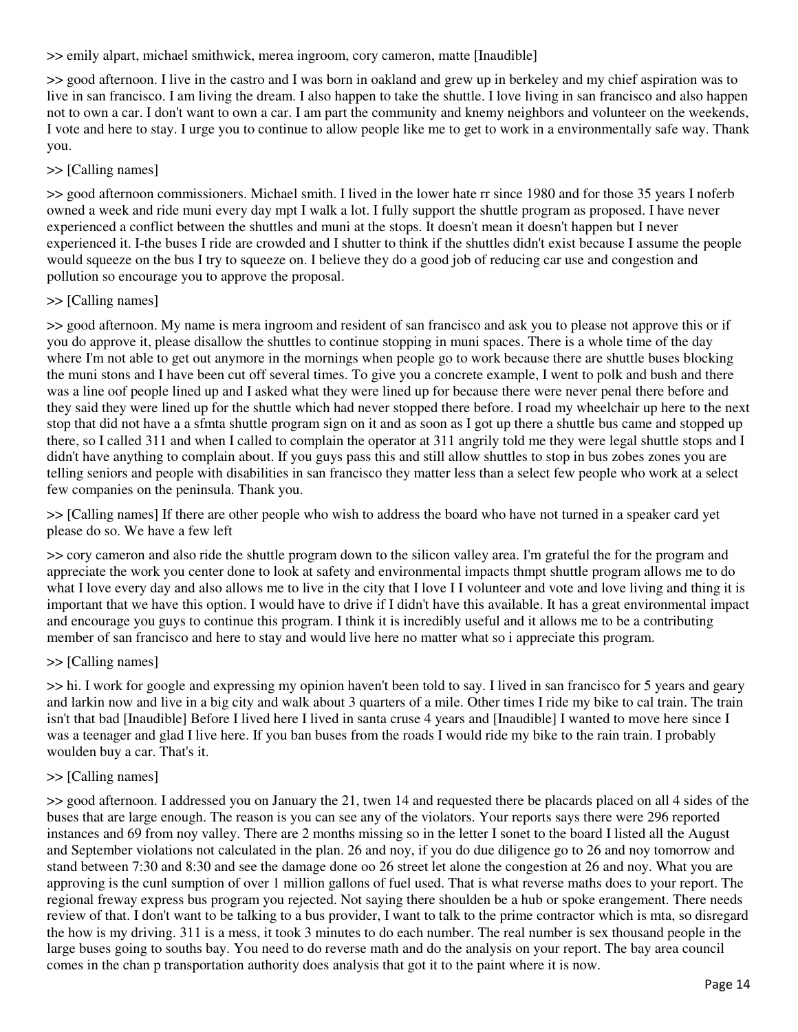>> emily alpart, michael smithwick, merea ingroom, cory cameron, matte [Inaudible]

>> good afternoon. I live in the castro and I was born in oakland and grew up in berkeley and my chief aspiration was to live in san francisco. I am living the dream. I also happen to take the shuttle. I love living in san francisco and also happen not to own a car. I don't want to own a car. I am part the community and knemy neighbors and volunteer on the weekends, I vote and here to stay. I urge you to continue to allow people like me to get to work in a environmentally safe way. Thank you.

>> [Calling names]

>> good afternoon commissioners. Michael smith. I lived in the lower hate rr since 1980 and for those 35 years I noferb owned a week and ride muni every day mpt I walk a lot. I fully support the shuttle program as proposed. I have never experienced a conflict between the shuttles and muni at the stops. It doesn't mean it doesn't happen but I never experienced it. I-the buses I ride are crowded and I shutter to think if the shuttles didn't exist because I assume the people would squeeze on the bus I try to squeeze on. I believe they do a good job of reducing car use and congestion and pollution so encourage you to approve the proposal.

>> [Calling names]

>> good afternoon. My name is mera ingroom and resident of san francisco and ask you to please not approve this or if you do approve it, please disallow the shuttles to continue stopping in muni spaces. There is a whole time of the day where I'm not able to get out anymore in the mornings when people go to work because there are shuttle buses blocking the muni stons and I have been cut off several times. To give you a concrete example, I went to polk and bush and there was a line oof people lined up and I asked what they were lined up for because there were never penal there before and they said they were lined up for the shuttle which had never stopped there before. I road my wheelchair up here to the next stop that did not have a a sfmta shuttle program sign on it and as soon as I got up there a shuttle bus came and stopped up there, so I called 311 and when I called to complain the operator at 311 angrily told me they were legal shuttle stops and I didn't have anything to complain about. If you guys pass this and still allow shuttles to stop in bus zobes zones you are telling seniors and people with disabilities in san francisco they matter less than a select few people who work at a select few companies on the peninsula. Thank you.

>> [Calling names] If there are other people who wish to address the board who have not turned in a speaker card yet please do so. We have a few left

>> cory cameron and also ride the shuttle program down to the silicon valley area. I'm grateful the for the program and appreciate the work you center done to look at safety and environmental impacts thmpt shuttle program allows me to do what I love every day and also allows me to live in the city that I love I I volunteer and vote and love living and thing it is important that we have this option. I would have to drive if I didn't have this available. It has a great environmental impact and encourage you guys to continue this program. I think it is incredibly useful and it allows me to be a contributing member of san francisco and here to stay and would live here no matter what so i appreciate this program.

>> [Calling names]

>> hi. I work for google and expressing my opinion haven't been told to say. I lived in san francisco for 5 years and geary and larkin now and live in a big city and walk about 3 quarters of a mile. Other times I ride my bike to cal train. The train isn't that bad [Inaudible] Before I lived here I lived in santa cruse 4 years and [Inaudible] I wanted to move here since I was a teenager and glad I live here. If you ban buses from the roads I would ride my bike to the rain train. I probably woulden buy a car. That's it.

>> [Calling names]

>> good afternoon. I addressed you on January the 21, twen 14 and requested there be placards placed on all 4 sides of the buses that are large enough. The reason is you can see any of the violators. Your reports says there were 296 reported instances and 69 from noy valley. There are 2 months missing so in the letter I sonet to the board I listed all the August and September violations not calculated in the plan. 26 and noy, if you do due diligence go to 26 and noy tomorrow and stand between 7:30 and 8:30 and see the damage done oo 26 street let alone the congestion at 26 and noy. What you are approving is the cunl sumption of over 1 million gallons of fuel used. That is what reverse maths does to your report. The regional freway express bus program you rejected. Not saying there shoulden be a hub or spoke erangement. There needs review of that. I don't want to be talking to a bus provider, I want to talk to the prime contractor which is mta, so disregard the how is my driving. 311 is a mess, it took 3 minutes to do each number. The real number is sex thousand people in the large buses going to souths bay. You need to do reverse math and do the analysis on your report. The bay area council comes in the chan p transportation authority does analysis that got it to the paint where it is now.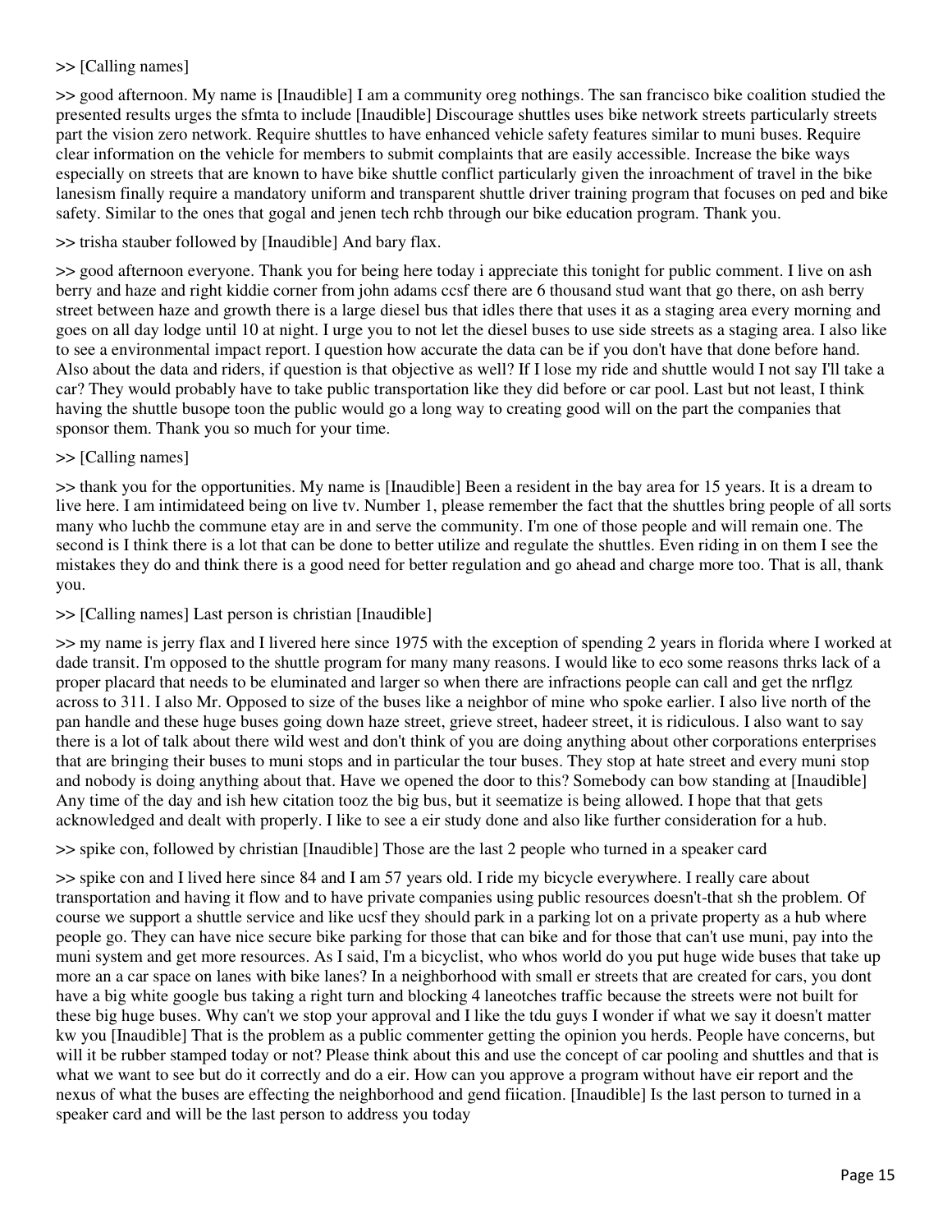>> [Calling names]

>> good afternoon. My name is [Inaudible] I am a community oreg nothings. The san francisco bike coalition studied the presented results urges the sfmta to include [Inaudible] Discourage shuttles uses bike network streets particularly streets part the vision zero network. Require shuttles to have enhanced vehicle safety features similar to muni buses. Require clear information on the vehicle for members to submit complaints that are easily accessible. Increase the bike ways especially on streets that are known to have bike shuttle conflict particularly given the inroachment of travel in the bike lanesism finally require a mandatory uniform and transparent shuttle driver training program that focuses on ped and bike safety. Similar to the ones that gogal and jenen tech rchb through our bike education program. Thank you.

>> trisha stauber followed by [Inaudible] And bary flax.

>> good afternoon everyone. Thank you for being here today i appreciate this tonight for public comment. I live on ash berry and haze and right kiddie corner from john adams ccsf there are 6 thousand stud want that go there, on ash berry street between haze and growth there is a large diesel bus that idles there that uses it as a staging area every morning and goes on all day lodge until 10 at night. I urge you to not let the diesel buses to use side streets as a staging area. I also like to see a environmental impact report. I question how accurate the data can be if you don't have that done before hand. Also about the data and riders, if question is that objective as well? If I lose my ride and shuttle would I not say I'll take a car? They would probably have to take public transportation like they did before or car pool. Last but not least, I think having the shuttle busope toon the public would go a long way to creating good will on the part the companies that sponsor them. Thank you so much for your time.

>> [Calling names]

>> thank you for the opportunities. My name is [Inaudible] Been a resident in the bay area for 15 years. It is a dream to live here. I am intimidateed being on live tv. Number 1, please remember the fact that the shuttles bring people of all sorts many who luchb the commune etay are in and serve the community. I'm one of those people and will remain one. The second is I think there is a lot that can be done to better utilize and regulate the shuttles. Even riding in on them I see the mistakes they do and think there is a good need for better regulation and go ahead and charge more too. That is all, thank you.

>> [Calling names] Last person is christian [Inaudible]

>> my name is jerry flax and I livered here since 1975 with the exception of spending 2 years in florida where I worked at dade transit. I'm opposed to the shuttle program for many many reasons. I would like to eco some reasons thrks lack of a proper placard that needs to be eluminated and larger so when there are infractions people can call and get the nrflgz across to 311. I also Mr. Opposed to size of the buses like a neighbor of mine who spoke earlier. I also live north of the pan handle and these huge buses going down haze street, grieve street, hadeer street, it is ridiculous. I also want to say there is a lot of talk about there wild west and don't think of you are doing anything about other corporations enterprises that are bringing their buses to muni stops and in particular the tour buses. They stop at hate street and every muni stop and nobody is doing anything about that. Have we opened the door to this? Somebody can bow standing at [Inaudible] Any time of the day and ish hew citation tooz the big bus, but it seematize is being allowed. I hope that that gets acknowledged and dealt with properly. I like to see a eir study done and also like further consideration for a hub.

>> spike con, followed by christian [Inaudible] Those are the last 2 people who turned in a speaker card

>> spike con and I lived here since 84 and I am 57 years old. I ride my bicycle everywhere. I really care about transportation and having it flow and to have private companies using public resources doesn't-that sh the problem. Of course we support a shuttle service and like ucsf they should park in a parking lot on a private property as a hub where people go. They can have nice secure bike parking for those that can bike and for those that can't use muni, pay into the muni system and get more resources. As I said, I'm a bicyclist, who whos world do you put huge wide buses that take up more an a car space on lanes with bike lanes? In a neighborhood with small er streets that are created for cars, you dont have a big white google bus taking a right turn and blocking 4 laneotches traffic because the streets were not built for these big huge buses. Why can't we stop your approval and I like the tdu guys I wonder if what we say it doesn't matter kw you [Inaudible] That is the problem as a public commenter getting the opinion you herds. People have concerns, but will it be rubber stamped today or not? Please think about this and use the concept of car pooling and shuttles and that is what we want to see but do it correctly and do a eir. How can you approve a program without have eir report and the nexus of what the buses are effecting the neighborhood and gend fiication. [Inaudible] Is the last person to turned in a speaker card and will be the last person to address you today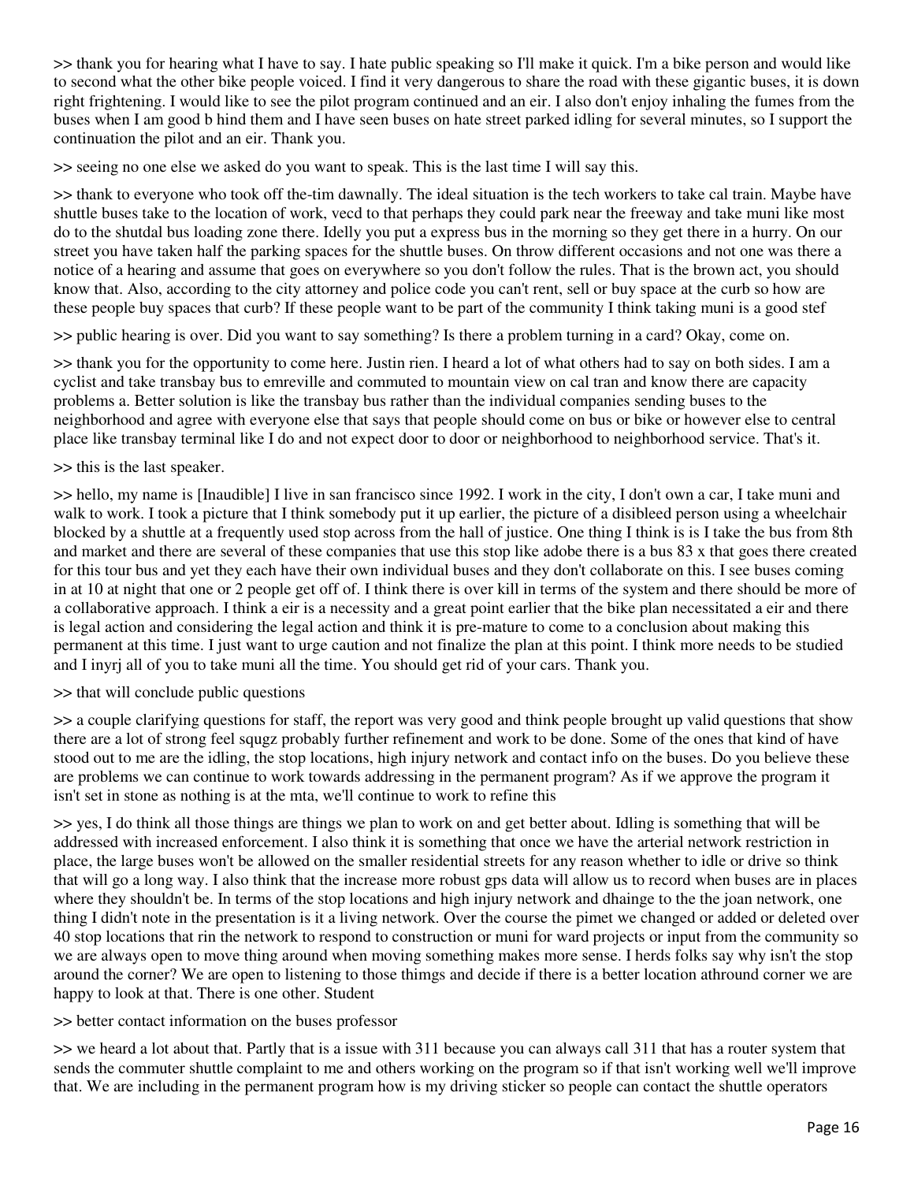>> thank you for hearing what I have to say. I hate public speaking so I'll make it quick. I'm a bike person and would like to second what the other bike people voiced. I find it very dangerous to share the road with these gigantic buses, it is down right frightening. I would like to see the pilot program continued and an eir. I also don't enjoy inhaling the fumes from the buses when I am good b hind them and I have seen buses on hate street parked idling for several minutes, so I support the continuation the pilot and an eir. Thank you.

>> seeing no one else we asked do you want to speak. This is the last time I will say this.

>> thank to everyone who took off the-tim dawnally. The ideal situation is the tech workers to take cal train. Maybe have shuttle buses take to the location of work, vecd to that perhaps they could park near the freeway and take muni like most do to the shutdal bus loading zone there. Idelly you put a express bus in the morning so they get there in a hurry. On our street you have taken half the parking spaces for the shuttle buses. On throw different occasions and not one was there a notice of a hearing and assume that goes on everywhere so you don't follow the rules. That is the brown act, you should know that. Also, according to the city attorney and police code you can't rent, sell or buy space at the curb so how are these people buy spaces that curb? If these people want to be part of the community I think taking muni is a good stef

>> public hearing is over. Did you want to say something? Is there a problem turning in a card? Okay, come on.

>> thank you for the opportunity to come here. Justin rien. I heard a lot of what others had to say on both sides. I am a cyclist and take transbay bus to emreville and commuted to mountain view on cal tran and know there are capacity problems a. Better solution is like the transbay bus rather than the individual companies sending buses to the neighborhood and agree with everyone else that says that people should come on bus or bike or however else to central place like transbay terminal like I do and not expect door to door or neighborhood to neighborhood service. That's it.

>> this is the last speaker.

>> hello, my name is [Inaudible] I live in san francisco since 1992. I work in the city, I don't own a car, I take muni and walk to work. I took a picture that I think somebody put it up earlier, the picture of a disibleed person using a wheelchair blocked by a shuttle at a frequently used stop across from the hall of justice. One thing I think is is I take the bus from 8th and market and there are several of these companies that use this stop like adobe there is a bus 83 x that goes there created for this tour bus and yet they each have their own individual buses and they don't collaborate on this. I see buses coming in at 10 at night that one or 2 people get off of. I think there is over kill in terms of the system and there should be more of a collaborative approach. I think a eir is a necessity and a great point earlier that the bike plan necessitated a eir and there is legal action and considering the legal action and think it is pre-mature to come to a conclusion about making this permanent at this time. I just want to urge caution and not finalize the plan at this point. I think more needs to be studied and I inyrj all of you to take muni all the time. You should get rid of your cars. Thank you.

>> that will conclude public questions

>> a couple clarifying questions for staff, the report was very good and think people brought up valid questions that show there are a lot of strong feel squgz probably further refinement and work to be done. Some of the ones that kind of have stood out to me are the idling, the stop locations, high injury network and contact info on the buses. Do you believe these are problems we can continue to work towards addressing in the permanent program? As if we approve the program it isn't set in stone as nothing is at the mta, we'll continue to work to refine this

>> yes, I do think all those things are things we plan to work on and get better about. Idling is something that will be addressed with increased enforcement. I also think it is something that once we have the arterial network restriction in place, the large buses won't be allowed on the smaller residential streets for any reason whether to idle or drive so think that will go a long way. I also think that the increase more robust gps data will allow us to record when buses are in places where they shouldn't be. In terms of the stop locations and high injury network and dhainge to the the joan network, one thing I didn't note in the presentation is it a living network. Over the course the pimet we changed or added or deleted over 40 stop locations that rin the network to respond to construction or muni for ward projects or input from the community so we are always open to move thing around when moving something makes more sense. I herds folks say why isn't the stop around the corner? We are open to listening to those thimgs and decide if there is a better location athround corner we are happy to look at that. There is one other. Student

>> better contact information on the buses professor

>> we heard a lot about that. Partly that is a issue with 311 because you can always call 311 that has a router system that sends the commuter shuttle complaint to me and others working on the program so if that isn't working well we'll improve that. We are including in the permanent program how is my driving sticker so people can contact the shuttle operators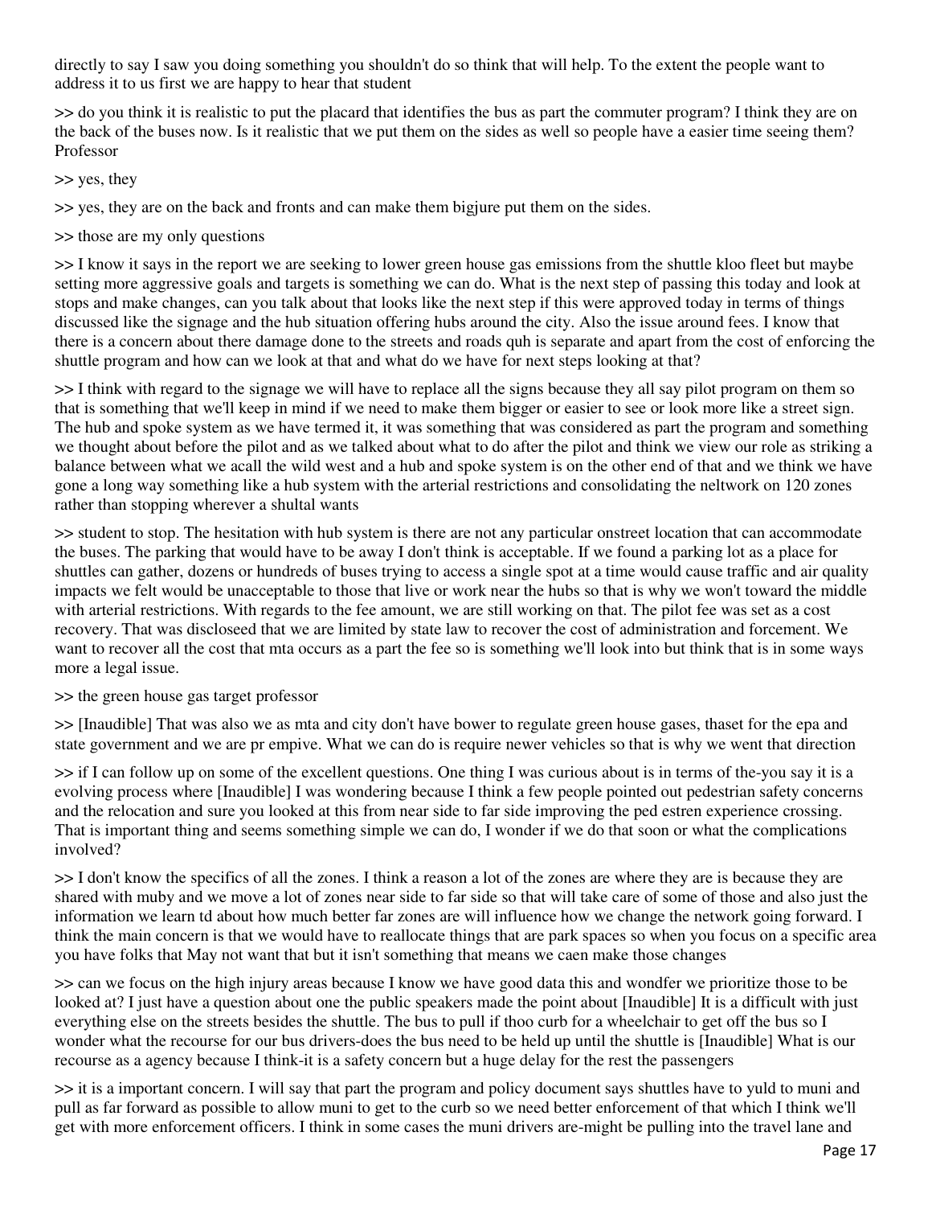directly to say I saw you doing something you shouldn't do so think that will help. To the extent the people want to address it to us first we are happy to hear that student

>> do you think it is realistic to put the placard that identifies the bus as part the commuter program? I think they are on the back of the buses now. Is it realistic that we put them on the sides as well so people have a easier time seeing them? Professor

>> yes, they

>> yes, they are on the back and fronts and can make them bigjure put them on the sides.

>> those are my only questions

>> I know it says in the report we are seeking to lower green house gas emissions from the shuttle kloo fleet but maybe setting more aggressive goals and targets is something we can do. What is the next step of passing this today and look at stops and make changes, can you talk about that looks like the next step if this were approved today in terms of things discussed like the signage and the hub situation offering hubs around the city. Also the issue around fees. I know that there is a concern about there damage done to the streets and roads quh is separate and apart from the cost of enforcing the shuttle program and how can we look at that and what do we have for next steps looking at that?

>> I think with regard to the signage we will have to replace all the signs because they all say pilot program on them so that is something that we'll keep in mind if we need to make them bigger or easier to see or look more like a street sign. The hub and spoke system as we have termed it, it was something that was considered as part the program and something we thought about before the pilot and as we talked about what to do after the pilot and think we view our role as striking a balance between what we acall the wild west and a hub and spoke system is on the other end of that and we think we have gone a long way something like a hub system with the arterial restrictions and consolidating the neltwork on 120 zones rather than stopping wherever a shultal wants

>> student to stop. The hesitation with hub system is there are not any particular onstreet location that can accommodate the buses. The parking that would have to be away I don't think is acceptable. If we found a parking lot as a place for shuttles can gather, dozens or hundreds of buses trying to access a single spot at a time would cause traffic and air quality impacts we felt would be unacceptable to those that live or work near the hubs so that is why we won't toward the middle with arterial restrictions. With regards to the fee amount, we are still working on that. The pilot fee was set as a cost recovery. That was discloseed that we are limited by state law to recover the cost of administration and forcement. We want to recover all the cost that mta occurs as a part the fee so is something we'll look into but think that is in some ways more a legal issue.

>> the green house gas target professor

>> [Inaudible] That was also we as mta and city don't have bower to regulate green house gases, thaset for the epa and state government and we are pr empive. What we can do is require newer vehicles so that is why we went that direction

>> if I can follow up on some of the excellent questions. One thing I was curious about is in terms of the-you say it is a evolving process where [Inaudible] I was wondering because I think a few people pointed out pedestrian safety concerns and the relocation and sure you looked at this from near side to far side improving the ped estren experience crossing. That is important thing and seems something simple we can do, I wonder if we do that soon or what the complications involved?

>> I don't know the specifics of all the zones. I think a reason a lot of the zones are where they are is because they are shared with muby and we move a lot of zones near side to far side so that will take care of some of those and also just the information we learn td about how much better far zones are will influence how we change the network going forward. I think the main concern is that we would have to reallocate things that are park spaces so when you focus on a specific area you have folks that May not want that but it isn't something that means we caen make those changes

>> can we focus on the high injury areas because I know we have good data this and wondfer we prioritize those to be looked at? I just have a question about one the public speakers made the point about [Inaudible] It is a difficult with just everything else on the streets besides the shuttle. The bus to pull if thoo curb for a wheelchair to get off the bus so I wonder what the recourse for our bus drivers-does the bus need to be held up until the shuttle is [Inaudible] What is our recourse as a agency because I think-it is a safety concern but a huge delay for the rest the passengers

>> it is a important concern. I will say that part the program and policy document says shuttles have to yuld to muni and pull as far forward as possible to allow muni to get to the curb so we need better enforcement of that which I think we'll get with more enforcement officers. I think in some cases the muni drivers are-might be pulling into the travel lane and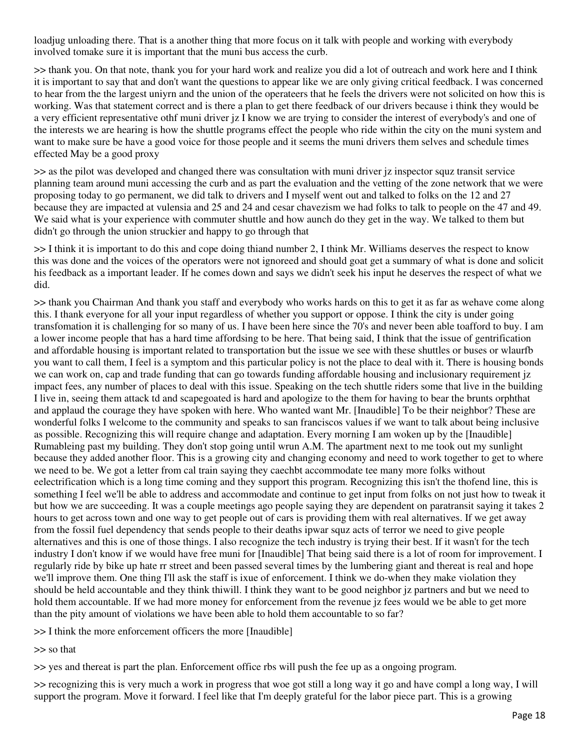loadjug unloading there. That is a another thing that more focus on it talk with people and working with everybody involved tomake sure it is important that the muni bus access the curb.

>> thank you. On that note, thank you for your hard work and realize you did a lot of outreach and work here and I think it is important to say that and don't want the questions to appear like we are only giving critical feedback. I was concerned to hear from the the largest uniyrn and the union of the operateers that he feels the drivers were not solicited on how this is working. Was that statement correct and is there a plan to get there feedback of our drivers because i think they would be a very efficient representative othf muni driver jz I know we are trying to consider the interest of everybody's and one of the interests we are hearing is how the shuttle programs effect the people who ride within the city on the muni system and want to make sure be have a good voice for those people and it seems the muni drivers them selves and schedule times effected May be a good proxy

>> as the pilot was developed and changed there was consultation with muni driver jz inspector squz transit service planning team around muni accessing the curb and as part the evaluation and the vetting of the zone network that we were proposing today to go permanent, we did talk to drivers and I myself went out and talked to folks on the 12 and 27 because they are impacted at vulensia and 25 and 24 and cesar chavezism we had folks to talk to people on the 47 and 49. We said what is your experience with commuter shuttle and how aunch do they get in the way. We talked to them but didn't go through the union struckier and happy to go through that

>> I think it is important to do this and cope doing thiand number 2, I think Mr. Williams deserves the respect to know this was done and the voices of the operators were not ignoreed and should goat get a summary of what is done and solicit his feedback as a important leader. If he comes down and says we didn't seek his input he deserves the respect of what we did.

>> thank you Chairman And thank you staff and everybody who works hards on this to get it as far as wehave come along this. I thank everyone for all your input regardless of whether you support or oppose. I think the city is under going transfomation it is challenging for so many of us. I have been here since the 70's and never been able toafford to buy. I am a lower income people that has a hard time affordsing to be here. That being said, I think that the issue of gentrification and affordable housing is important related to transportation but the issue we see with these shuttles or buses or wlaurfb you want to call them, I feel is a symptom and this particular policy is not the place to deal with it. There is housing bonds we can work on, cap and trade funding that can go towards funding affordable housing and inclusionary requirement jz impact fees, any number of places to deal with this issue. Speaking on the tech shuttle riders some that live in the building I live in, seeing them attack td and scapegoated is hard and apologize to the them for having to bear the brunts orphthat and applaud the courage they have spoken with here. Who wanted want Mr. [Inaudible] To be their neighbor? These are wonderful folks I welcome to the community and speaks to san franciscos values if we want to talk about being inclusive as possible. Recognizing this will require change and adaptation. Every morning I am woken up by the [Inaudible] Rumableing past my building. They don't stop going until wrun A.M. The apartment next to me took out my sunlight because they added another floor. This is a growing city and changing economy and need to work together to get to where we need to be. We got a letter from cal train saying they caechbt accommodate tee many more folks without eelectrification which is a long time coming and they support this program. Recognizing this isn't the thofend line, this is something I feel we'll be able to address and accommodate and continue to get input from folks on not just how to tweak it but how we are succeeding. It was a couple meetings ago people saying they are dependent on paratransit saying it takes 2 hours to get across town and one way to get people out of cars is providing them with real alternatives. If we get away from the fossil fuel dependency that sends people to their deaths ipwar squz acts of terror we need to give people alternatives and this is one of those things. I also recognize the tech industry is trying their best. If it wasn't for the tech industry I don't know if we would have free muni for [Inaudible] That being said there is a lot of room for improvement. I regularly ride by bike up hate rr street and been passed several times by the lumbering giant and thereat is real and hope we'll improve them. One thing I'll ask the staff is ixue of enforcement. I think we do-when they make violation they should be held accountable and they think thiwill. I think they want to be good neighbor jz partners and but we need to hold them accountable. If we had more money for enforcement from the revenue jz fees would we be able to get more than the pity amount of violations we have been able to hold them accountable to so far?

>> I think the more enforcement officers the more [Inaudible]

>> so that

>> yes and thereat is part the plan. Enforcement office rbs will push the fee up as a ongoing program.

>> recognizing this is very much a work in progress that woe got still a long way it go and have compl a long way, I will support the program. Move it forward. I feel like that I'm deeply grateful for the labor piece part. This is a growing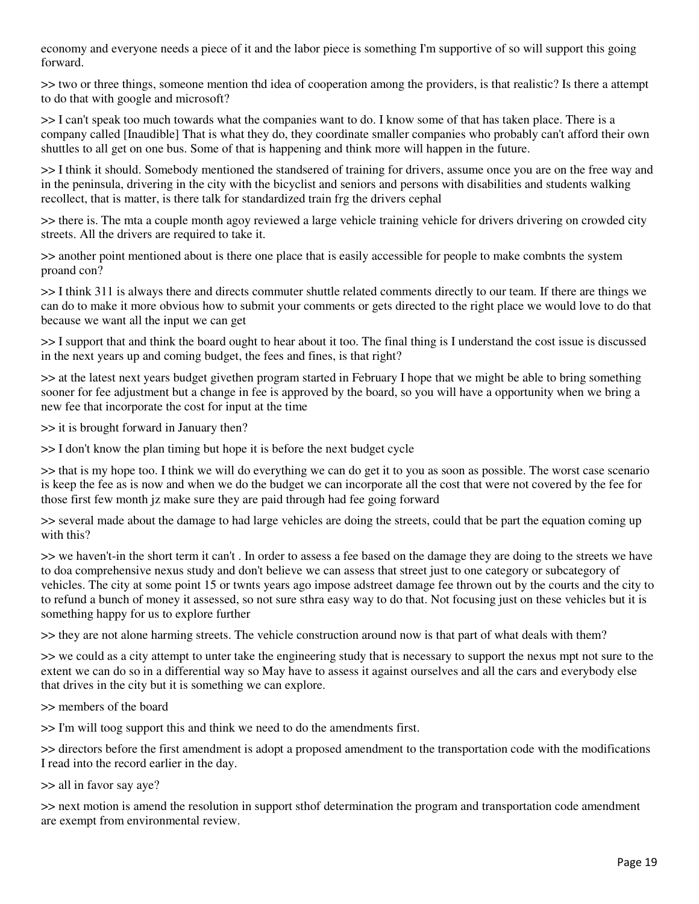economy and everyone needs a piece of it and the labor piece is something I'm supportive of so will support this going forward.

>> two or three things, someone mention thd idea of cooperation among the providers, is that realistic? Is there a attempt to do that with google and microsoft?

>> I can't speak too much towards what the companies want to do. I know some of that has taken place. There is a company called [Inaudible] That is what they do, they coordinate smaller companies who probably can't afford their own shuttles to all get on one bus. Some of that is happening and think more will happen in the future.

>> I think it should. Somebody mentioned the standsered of training for drivers, assume once you are on the free way and in the peninsula, drivering in the city with the bicyclist and seniors and persons with disabilities and students walking recollect, that is matter, is there talk for standardized train frg the drivers cephal

>> there is. The mta a couple month agoy reviewed a large vehicle training vehicle for drivers drivering on crowded city streets. All the drivers are required to take it.

>> another point mentioned about is there one place that is easily accessible for people to make combnts the system proand con?

>> I think 311 is always there and directs commuter shuttle related comments directly to our team. If there are things we can do to make it more obvious how to submit your comments or gets directed to the right place we would love to do that because we want all the input we can get

>> I support that and think the board ought to hear about it too. The final thing is I understand the cost issue is discussed in the next years up and coming budget, the fees and fines, is that right?

>> at the latest next years budget givethen program started in February I hope that we might be able to bring something sooner for fee adjustment but a change in fee is approved by the board, so you will have a opportunity when we bring a new fee that incorporate the cost for input at the time

>> it is brought forward in January then?

>> I don't know the plan timing but hope it is before the next budget cycle

>> that is my hope too. I think we will do everything we can do get it to you as soon as possible. The worst case scenario is keep the fee as is now and when we do the budget we can incorporate all the cost that were not covered by the fee for those first few month jz make sure they are paid through had fee going forward

>> several made about the damage to had large vehicles are doing the streets, could that be part the equation coming up with this?

>> we haven't-in the short term it can't . In order to assess a fee based on the damage they are doing to the streets we have to doa comprehensive nexus study and don't believe we can assess that street just to one category or subcategory of vehicles. The city at some point 15 or twnts years ago impose adstreet damage fee thrown out by the courts and the city to to refund a bunch of money it assessed, so not sure sthra easy way to do that. Not focusing just on these vehicles but it is something happy for us to explore further

>> they are not alone harming streets. The vehicle construction around now is that part of what deals with them?

>> we could as a city attempt to unter take the engineering study that is necessary to support the nexus mpt not sure to the extent we can do so in a differential way so May have to assess it against ourselves and all the cars and everybody else that drives in the city but it is something we can explore.

>> members of the board

>> I'm will toog support this and think we need to do the amendments first.

>> directors before the first amendment is adopt a proposed amendment to the transportation code with the modifications I read into the record earlier in the day.

>> all in favor say aye?

>> next motion is amend the resolution in support sthof determination the program and transportation code amendment are exempt from environmental review.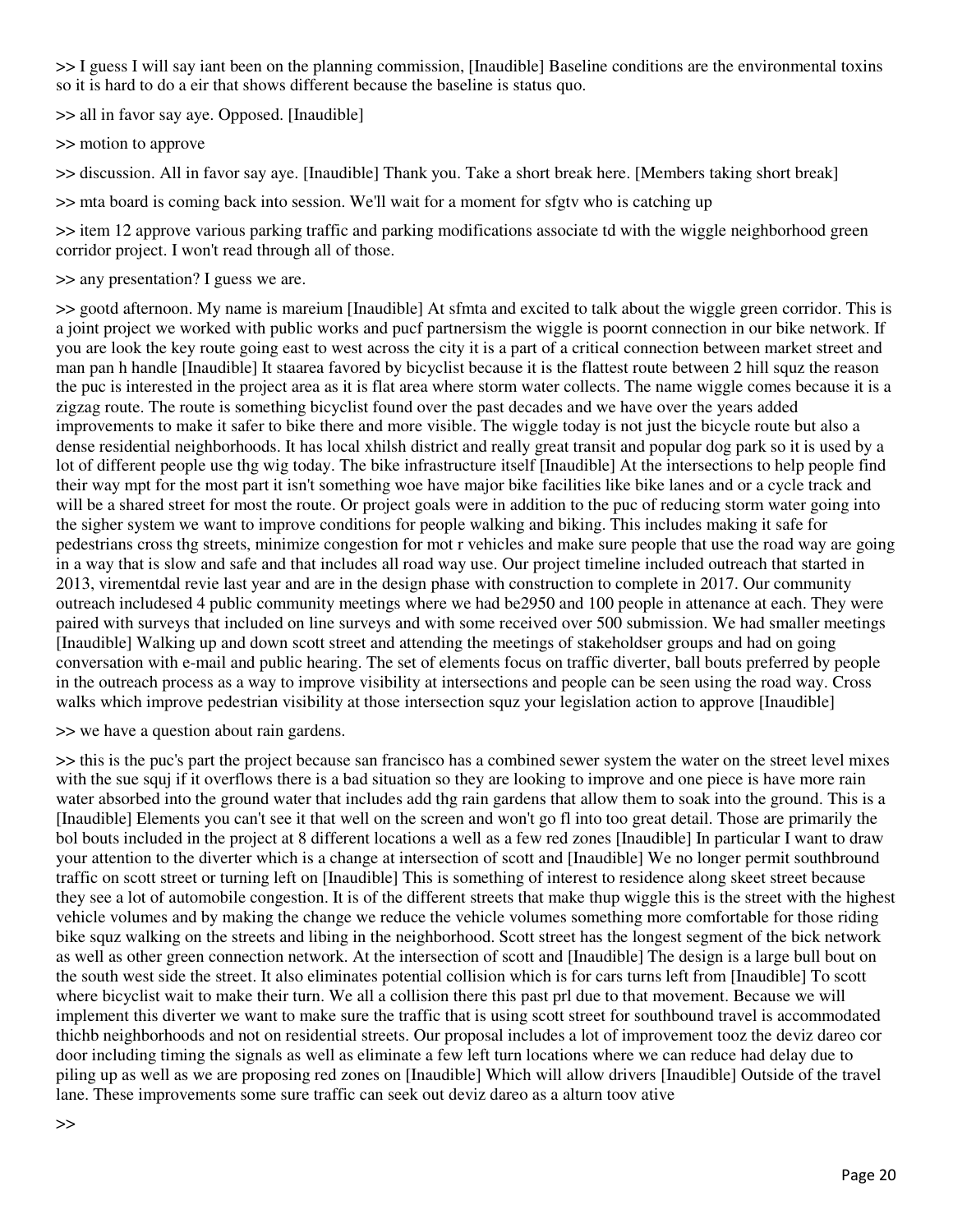>> I guess I will say iant been on the planning commission, [Inaudible] Baseline conditions are the environmental toxins so it is hard to do a eir that shows different because the baseline is status quo.

>> all in favor say aye. Opposed. [Inaudible]

>> motion to approve

>> discussion. All in favor say aye. [Inaudible] Thank you. Take a short break here. [Members taking short break]

>> mta board is coming back into session. We'll wait for a moment for sfgtv who is catching up

>> item 12 approve various parking traffic and parking modifications associate td with the wiggle neighborhood green corridor project. I won't read through all of those.

>> any presentation? I guess we are.

>> gootd afternoon. My name is mareium [Inaudible] At sfmta and excited to talk about the wiggle green corridor. This is a joint project we worked with public works and pucf partnersism the wiggle is poornt connection in our bike network. If you are look the key route going east to west across the city it is a part of a critical connection between market street and man pan h handle [Inaudible] It staarea favored by bicyclist because it is the flattest route between 2 hill squz the reason the puc is interested in the project area as it is flat area where storm water collects. The name wiggle comes because it is a zigzag route. The route is something bicyclist found over the past decades and we have over the years added improvements to make it safer to bike there and more visible. The wiggle today is not just the bicycle route but also a dense residential neighborhoods. It has local xhilsh district and really great transit and popular dog park so it is used by a lot of different people use thg wig today. The bike infrastructure itself [Inaudible] At the intersections to help people find their way mpt for the most part it isn't something woe have major bike facilities like bike lanes and or a cycle track and will be a shared street for most the route. Or project goals were in addition to the puc of reducing storm water going into the sigher system we want to improve conditions for people walking and biking. This includes making it safe for pedestrians cross thg streets, minimize congestion for mot r vehicles and make sure people that use the road way are going in a way that is slow and safe and that includes all road way use. Our project timeline included outreach that started in 2013, virementdal revie last year and are in the design phase with construction to complete in 2017. Our community outreach includesed 4 public community meetings where we had be2950 and 100 people in attenance at each. They were paired with surveys that included on line surveys and with some received over 500 submission. We had smaller meetings [Inaudible] Walking up and down scott street and attending the meetings of stakeholdser groups and had on going conversation with e-mail and public hearing. The set of elements focus on traffic diverter, ball bouts preferred by people in the outreach process as a way to improve visibility at intersections and people can be seen using the road way. Cross walks which improve pedestrian visibility at those intersection squz your legislation action to approve [Inaudible]

>> we have a question about rain gardens.

>> this is the puc's part the project because san francisco has a combined sewer system the water on the street level mixes with the sue squj if it overflows there is a bad situation so they are looking to improve and one piece is have more rain water absorbed into the ground water that includes add thg rain gardens that allow them to soak into the ground. This is a [Inaudible] Elements you can't see it that well on the screen and won't go fl into too great detail. Those are primarily the bol bouts included in the project at 8 different locations a well as a few red zones [Inaudible] In particular I want to draw your attention to the diverter which is a change at intersection of scott and [Inaudible] We no longer permit southbround traffic on scott street or turning left on [Inaudible] This is something of interest to residence along skeet street because they see a lot of automobile congestion. It is of the different streets that make thup wiggle this is the street with the highest vehicle volumes and by making the change we reduce the vehicle volumes something more comfortable for those riding bike squz walking on the streets and libing in the neighborhood. Scott street has the longest segment of the bick network as well as other green connection network. At the intersection of scott and [Inaudible] The design is a large bull bout on the south west side the street. It also eliminates potential collision which is for cars turns left from [Inaudible] To scott where bicyclist wait to make their turn. We all a collision there this past prl due to that movement. Because we will implement this diverter we want to make sure the traffic that is using scott street for southbound travel is accommodated thichb neighborhoods and not on residential streets. Our proposal includes a lot of improvement tooz the deviz dareo cor door including timing the signals as well as eliminate a few left turn locations where we can reduce had delay due to piling up as well as we are proposing red zones on [Inaudible] Which will allow drivers [Inaudible] Outside of the travel lane. These improvements some sure traffic can seek out deviz dareo as a alturn toov ative

>>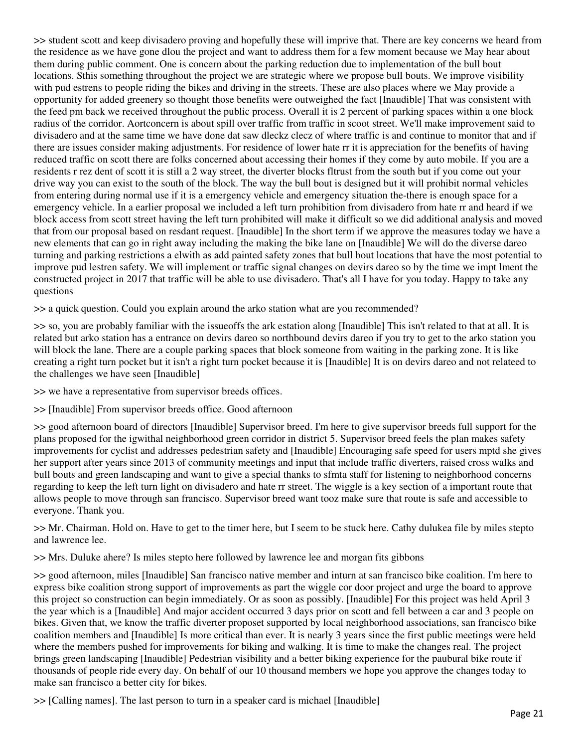>> student scott and keep divisadero proving and hopefully these will imprive that. There are key concerns we heard from the residence as we have gone dlou the project and want to address them for a few moment because we May hear about them during public comment. One is concern about the parking reduction due to implementation of the bull bout locations. Sthis something throughout the project we are strategic where we propose bull bouts. We improve visibility with pud estrens to people riding the bikes and driving in the streets. These are also places where we May provide a opportunity for added greenery so thought those benefits were outweighed the fact [Inaudible] That was consistent with the feed pm back we received throughout the public process. Overall it is 2 percent of parking spaces within a one block radius of the corridor. Aortconcern is about spill over traffic from traffic in scoot street. We'll make improvement said to divisadero and at the same time we have done dat saw dleckz clecz of where traffic is and continue to monitor that and if there are issues consider making adjustments. For residence of lower hate rr it is appreciation for the benefits of having reduced traffic on scott there are folks concerned about accessing their homes if they come by auto mobile. If you are a residents r rez dent of scott it is still a 2 way street, the diverter blocks fltrust from the south but if you come out your drive way you can exist to the south of the block. The way the bull bout is designed but it will prohibit normal vehicles from entering during normal use if it is a emergency vehicle and emergency situation the-there is enough space for a emergency vehicle. In a earlier proposal we included a left turn prohibition from divisadero from hate rr and heard if we block access from scott street having the left turn prohibited will make it difficult so we did additional analysis and moved that from our proposal based on resdant request. [Inaudible] In the short term if we approve the measures today we have a new elements that can go in right away including the making the bike lane on [Inaudible] We will do the diverse dareo turning and parking restrictions a elwith as add painted safety zones that bull bout locations that have the most potential to improve pud lestren safety. We will implement or traffic signal changes on devirs dareo so by the time we impt lment the constructed project in 2017 that traffic will be able to use divisadero. That's all I have for you today. Happy to take any questions

>> a quick question. Could you explain around the arko station what are you recommended?

>> so, you are probably familiar with the issueoffs the ark estation along [Inaudible] This isn't related to that at all. It is related but arko station has a entrance on devirs dareo so northbound devirs dareo if you try to get to the arko station you will block the lane. There are a couple parking spaces that block someone from waiting in the parking zone. It is like creating a right turn pocket but it isn't a right turn pocket because it is [Inaudible] It is on devirs dareo and not relateed to the challenges we have seen [Inaudible]

>> we have a representative from supervisor breeds offices.

>> [Inaudible] From supervisor breeds office. Good afternoon

>> good afternoon board of directors [Inaudible] Supervisor breed. I'm here to give supervisor breeds full support for the plans proposed for the igwithal neighborhood green corridor in district 5. Supervisor breed feels the plan makes safety improvements for cyclist and addresses pedestrian safety and [Inaudible] Encouraging safe speed for users mptd she gives her support after years since 2013 of community meetings and input that include traffic diverters, raised cross walks and bull bouts and green landscaping and want to give a special thanks to sfmta staff for listening to neighborhood concerns regarding to keep the left turn light on divisadero and hate rr street. The wiggle is a key section of a important route that allows people to move through san francisco. Supervisor breed want tooz make sure that route is safe and accessible to everyone. Thank you.

>> Mr. Chairman. Hold on. Have to get to the timer here, but I seem to be stuck here. Cathy dulukea file by miles stepto and lawrence lee.

>> Mrs. Duluke ahere? Is miles stepto here followed by lawrence lee and morgan fits gibbons

>> good afternoon, miles [Inaudible] San francisco native member and inturn at san francisco bike coalition. I'm here to express bike coalition strong support of improvements as part the wiggle cor door project and urge the board to approve this project so construction can begin immediately. Or as soon as possibly. [Inaudible] For this project was held April 3 the year which is a [Inaudible] And major accident occurred 3 days prior on scott and fell between a car and 3 people on bikes. Given that, we know the traffic diverter proposet supported by local neighborhood associations, san francisco bike coalition members and [Inaudible] Is more critical than ever. It is nearly 3 years since the first public meetings were held where the members pushed for improvements for biking and walking. It is time to make the changes real. The project brings green landscaping [Inaudible] Pedestrian visibility and a better biking experience for the paubural bike route if thousands of people ride every day. On behalf of our 10 thousand members we hope you approve the changes today to make san francisco a better city for bikes.

>> [Calling names]. The last person to turn in a speaker card is michael [Inaudible]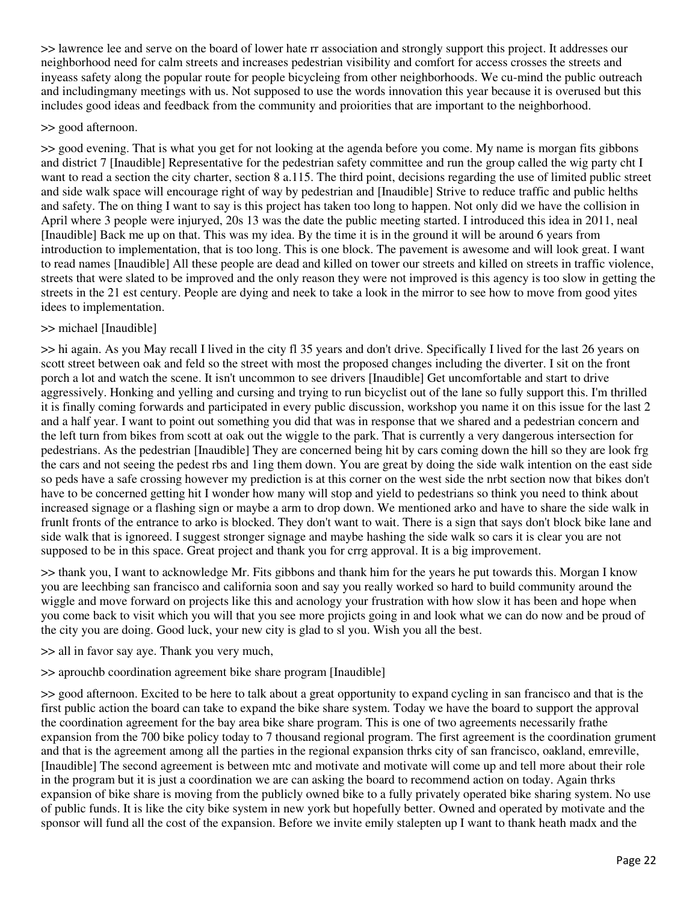>> lawrence lee and serve on the board of lower hate rr association and strongly support this project. It addresses our neighborhood need for calm streets and increases pedestrian visibility and comfort for access crosses the streets and inyeass safety along the popular route for people bicycleing from other neighborhoods. We cu-mind the public outreach and includingmany meetings with us. Not supposed to use the words innovation this year because it is overused but this includes good ideas and feedback from the community and proiorities that are important to the neighborhood.

>> good afternoon.

>> good evening. That is what you get for not looking at the agenda before you come. My name is morgan fits gibbons and district 7 [Inaudible] Representative for the pedestrian safety committee and run the group called the wig party cht I want to read a section the city charter, section 8 a.115. The third point, decisions regarding the use of limited public street and side walk space will encourage right of way by pedestrian and [Inaudible] Strive to reduce traffic and public helths and safety. The on thing I want to say is this project has taken too long to happen. Not only did we have the collision in April where 3 people were injuryed, 20s 13 was the date the public meeting started. I introduced this idea in 2011, neal [Inaudible] Back me up on that. This was my idea. By the time it is in the ground it will be around 6 years from introduction to implementation, that is too long. This is one block. The pavement is awesome and will look great. I want to read names [Inaudible] All these people are dead and killed on tower our streets and killed on streets in traffic violence, streets that were slated to be improved and the only reason they were not improved is this agency is too slow in getting the streets in the 21 est century. People are dying and neek to take a look in the mirror to see how to move from good yites idees to implementation.

>> michael [Inaudible]

>> hi again. As you May recall I lived in the city fl 35 years and don't drive. Specifically I lived for the last 26 years on scott street between oak and feld so the street with most the proposed changes including the diverter. I sit on the front porch a lot and watch the scene. It isn't uncommon to see drivers [Inaudible] Get uncomfortable and start to drive aggressively. Honking and yelling and cursing and trying to run bicyclist out of the lane so fully support this. I'm thrilled it is finally coming forwards and participated in every public discussion, workshop you name it on this issue for the last 2 and a half year. I want to point out something you did that was in response that we shared and a pedestrian concern and the left turn from bikes from scott at oak out the wiggle to the park. That is currently a very dangerous intersection for pedestrians. As the pedestrian [Inaudible] They are concerned being hit by cars coming down the hill so they are look frg the cars and not seeing the pedest rbs and 1ing them down. You are great by doing the side walk intention on the east side so peds have a safe crossing however my prediction is at this corner on the west side the nrbt section now that bikes don't have to be concerned getting hit I wonder how many will stop and yield to pedestrians so think you need to think about increased signage or a flashing sign or maybe a arm to drop down. We mentioned arko and have to share the side walk in frunlt fronts of the entrance to arko is blocked. They don't want to wait. There is a sign that says don't block bike lane and side walk that is ignoreed. I suggest stronger signage and maybe hashing the side walk so cars it is clear you are not supposed to be in this space. Great project and thank you for crrg approval. It is a big improvement.

>> thank you, I want to acknowledge Mr. Fits gibbons and thank him for the years he put towards this. Morgan I know you are leechbing san francisco and california soon and say you really worked so hard to build community around the wiggle and move forward on projects like this and acnology your frustration with how slow it has been and hope when you come back to visit which you will that you see more projicts going in and look what we can do now and be proud of the city you are doing. Good luck, your new city is glad to sl you. Wish you all the best.

>> all in favor say aye. Thank you very much,

>> aprouchb coordination agreement bike share program [Inaudible]

>> good afternoon. Excited to be here to talk about a great opportunity to expand cycling in san francisco and that is the first public action the board can take to expand the bike share system. Today we have the board to support the approval the coordination agreement for the bay area bike share program. This is one of two agreements necessarily frathe expansion from the 700 bike policy today to 7 thousand regional program. The first agreement is the coordination grument and that is the agreement among all the parties in the regional expansion thrks city of san francisco, oakland, emreville, [Inaudible] The second agreement is between mtc and motivate and motivate will come up and tell more about their role in the program but it is just a coordination we are can asking the board to recommend action on today. Again thrks expansion of bike share is moving from the publicly owned bike to a fully privately operated bike sharing system. No use of public funds. It is like the city bike system in new york but hopefully better. Owned and operated by motivate and the sponsor will fund all the cost of the expansion. Before we invite emily stalepten up I want to thank heath madx and the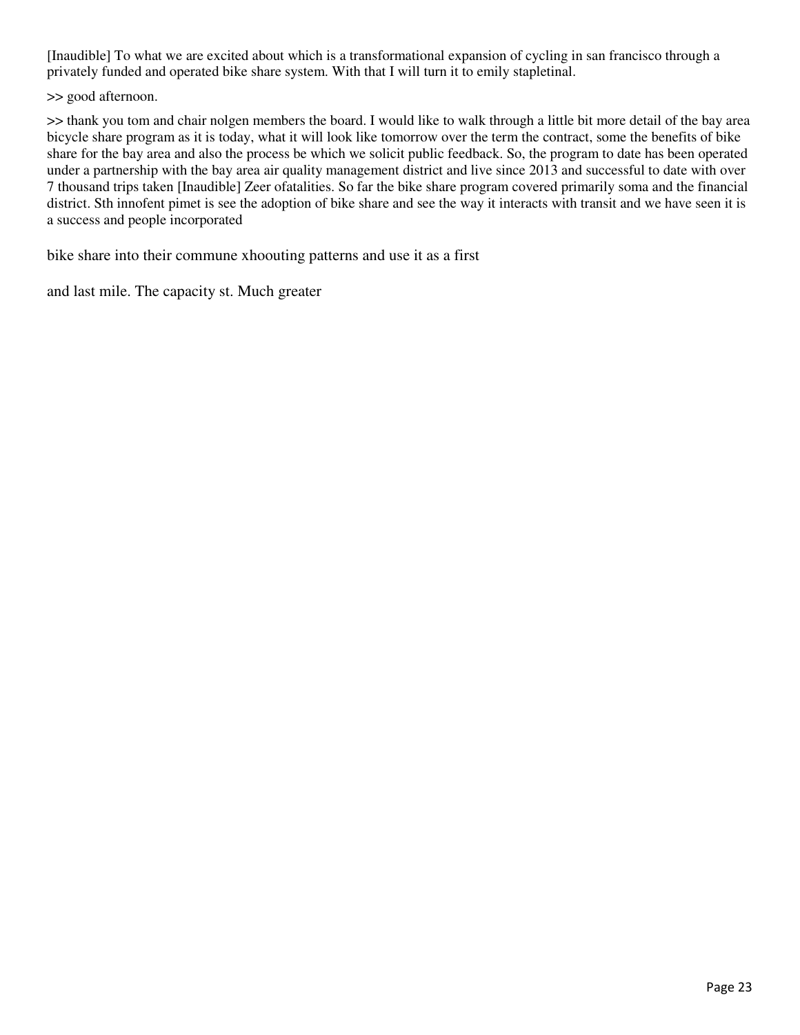[Inaudible] To what we are excited about which is a transformational expansion of cycling in san francisco through a privately funded and operated bike share system. With that I will turn it to emily stapletinal.

>> good afternoon.

>> thank you tom and chair nolgen members the board. I would like to walk through a little bit more detail of the bay area bicycle share program as it is today, what it will look like tomorrow over the term the contract, some the benefits of bike share for the bay area and also the process be which we solicit public feedback. So, the program to date has been operated under a partnership with the bay area air quality management district and live since 2013 and successful to date with over 7 thousand trips taken [Inaudible] Zeer ofatalities. So far the bike share program covered primarily soma and the financial district. Sth innofent pimet is see the adoption of bike share and see the way it interacts with transit and we have seen it is a success and people incorporated

bike share into their commune xhoouting patterns and use it as a first

and last mile. The capacity st. Much greater